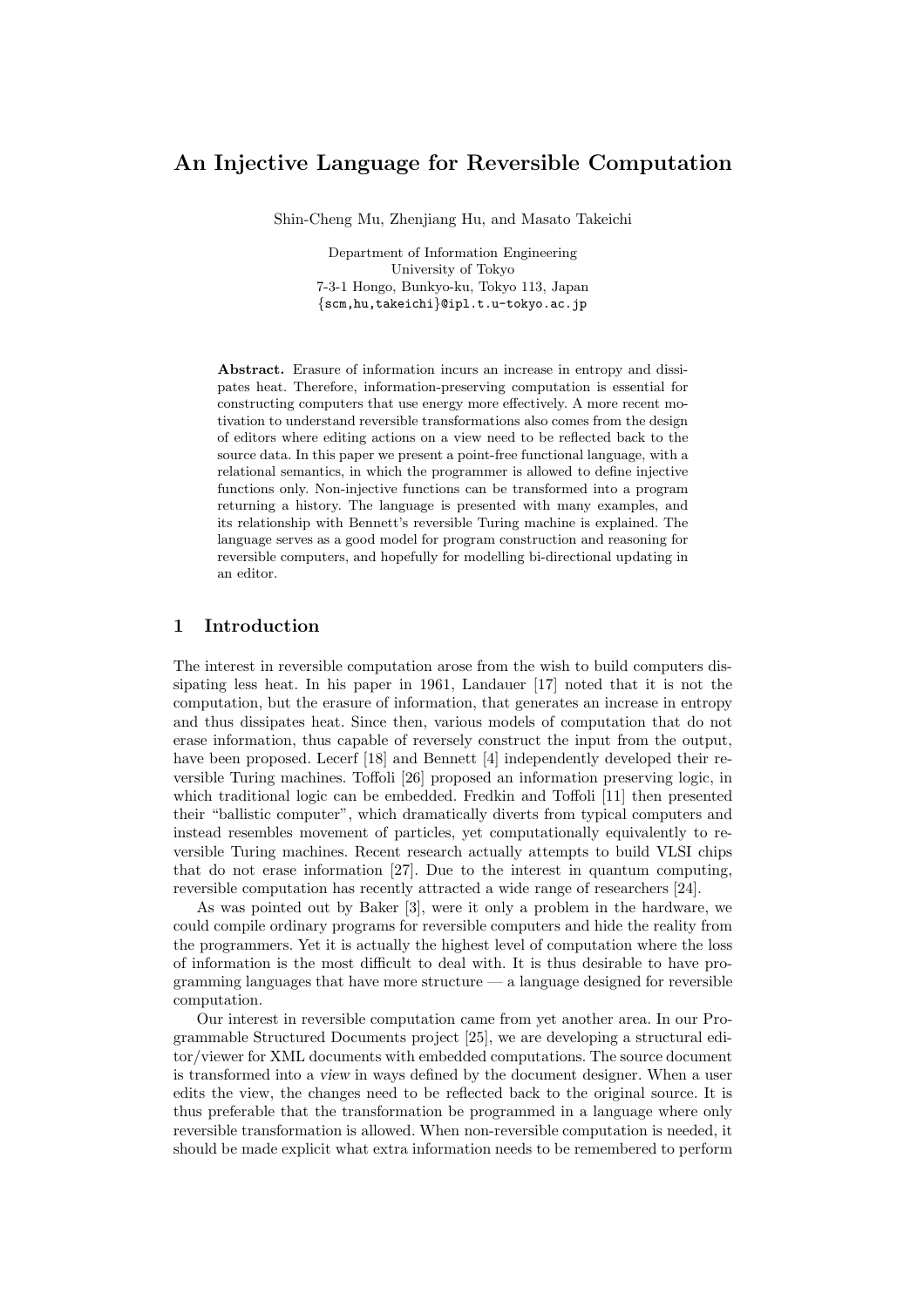# An Injective Language for Reversible Computation

Shin-Cheng Mu, Zhenjiang Hu, and Masato Takeichi

Department of Information Engineering
University of Tokyo
7-3-1 Hongo, Bunkyo-ku, Tokyo 113, Japan
{scm,hu,takeichi}@ipl.t.u-tokyo.ac.jp

**Abstract.** Erasure of information incurs an increase in entropy and dissipates heat. Therefore, information-preserving computation is essential for constructing computers that use energy more effectively. A more recent motivation to understand reversible transformations also comes from the design of editors where editing actions on a view need to be reflected back to the source data. In this paper we present a point-free functional language, with a relational semantics, in which the programmer is allowed to define injective functions only. Non-injective functions can be transformed into a program returning a history. The language is presented with many examples, and its relationship with Bennett's reversible Turing machine is explained. The language serves as a good model for program construction and reasoning for reversible computers, and hopefully for modelling bi-directional updating in an editor.

## 1 Introduction

The interest in reversible computation arose from the wish to build computers dissipating less heat. In his paper in 1961, Landauer [17] noted that it is not the computation, but the erasure of information, that generates an increase in entropy and thus dissipates heat. Since then, various models of computation that do not erase information, thus capable of reversely construct the input from the output, have been proposed. Lecerf [18] and Bennett [4] independently developed their reversible Turing machines. Toffoli [26] proposed an information preserving logic, in which traditional logic can be embedded. Fredkin and Toffoli [11] then presented their "ballistic computer", which dramatically diverts from typical computers and instead resembles movement of particles, yet computationally equivalently to reversible Turing machines. Recent research actually attempts to build VLSI chips that do not erase information [27]. Due to the interest in quantum computing, reversible computation has recently attracted a wide range of researchers [24].

As was pointed out by Baker [3], were it only a problem in the hardware, we could compile ordinary programs for reversible computers and hide the reality from the programmers. Yet it is actually the highest level of computation where the loss of information is the most difficult to deal with. It is thus desirable to have programming languages that have more structure — a language designed for reversible computation.

Our interest in reversible computation came from yet another area. In our Programmable Structured Documents project [25], we are developing a structural editor/viewer for XML documents with embedded computations. The source document is transformed into a *view* in ways defined by the document designer. When a user edits the view, the changes need to be reflected back to the original source. It is thus preferable that the transformation be programmed in a language where only reversible transformation is allowed. When non-reversible computation is needed, it should be made explicit what extra information needs to be remembered to perform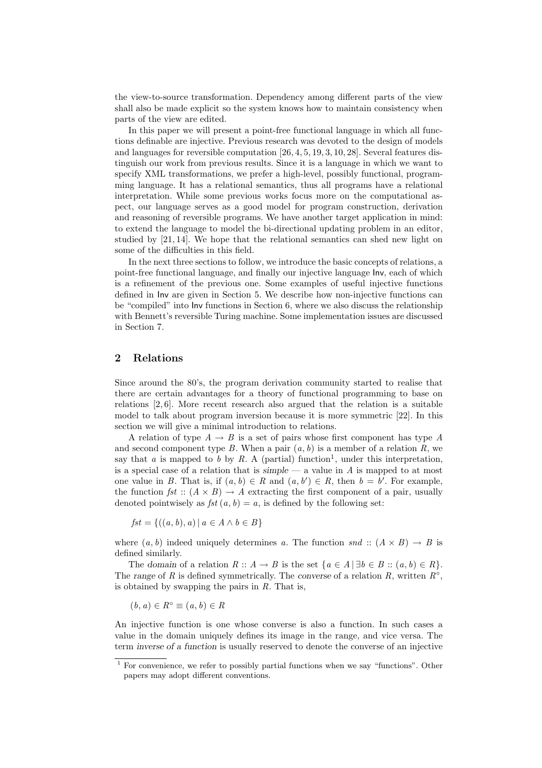the view-to-source transformation. Dependency among different parts of the view shall also be made explicit so the system knows how to maintain consistency when parts of the view are edited.

In this paper we will present a point-free functional language in which all functions definable are injective. Previous research was devoted to the design of models and languages for reversible computation [26, 4, 5, 19, 3, 10, 28]. Several features distinguish our work from previous results. Since it is a language in which we want to specify XML transformations, we prefer a high-level, possibly functional, programming language. It has a relational semantics, thus all programs have a relational interpretation. While some previous works focus more on the computational aspect, our language serves as a good model for program construction, derivation and reasoning of reversible programs. We have another target application in mind: to extend the language to model the bi-directional updating problem in an editor, studied by [21, 14]. We hope that the relational semantics can shed new light on some of the difficulties in this field.

In the next three sections to follow, we introduce the basic concepts of relations, a point-free functional language, and finally our injective language Inv, each of which is a refinement of the previous one. Some examples of useful injective functions defined in Inv are given in Section 5. We describe how non-injective functions can be "compiled" into Inv functions in Section 6, where we also discuss the relationship with Bennett's reversible Turing machine. Some implementation issues are discussed in Section 7.

## 2 Relations

Since around the 80's, the program derivation community started to realise that there are certain advantages for a theory of functional programming to base on relations [2, 6]. More recent research also argued that the relation is a suitable model to talk about program inversion because it is more symmetric [22]. In this section we will give a minimal introduction to relations.

A relation of type $A \to B$ is a set of pairs whose first component has type $A$ and second component type $B$. When a pair $(a, b)$ is a member of a relation $R$, we say that $a$ is mapped to $b$ by $R$. A (partial) function[1], under this interpretation, is a special case of a relation that is *simple* — a value in $A$ is mapped to at most one value in $B$. That is, if $(a, b) \in R$ and $(a, b') \in R$, then $b = b'$. For example, the function $fst :: (A \times B) \to A$ extracting the first component of a pair, usually denoted pointwisely as $fst\,(a, b) = a$, is defined by the following set:

$$fst = \{((a, b), a) \mid a \in A \wedge b \in B\}$$

where $(a, b)$ indeed uniquely determines $a$. The function $snd :: (A \times B) \to B$ is defined similarly.

The *domain* of a relation $R :: A \to B$ is the set $\{a \in A \mid \exists b \in B :: (a, b) \in R\}$. The *range* of $R$ is defined symmetrically. The *converse* of a relation $R$, written $R^\circ$, is obtained by swapping the pairs in $R$. That is,

$$(b, a) \in R^\circ \equiv (a, b) \in R$$

An injective function is one whose converse is also a function. In such cases a value in the domain uniquely defines its image in the range, and vice versa. The term *inverse of a function* is usually reserved to denote the converse of an injective

[1] For convenience, we refer to possibly partial functions when we say "functions". Other papers may adopt different conventions.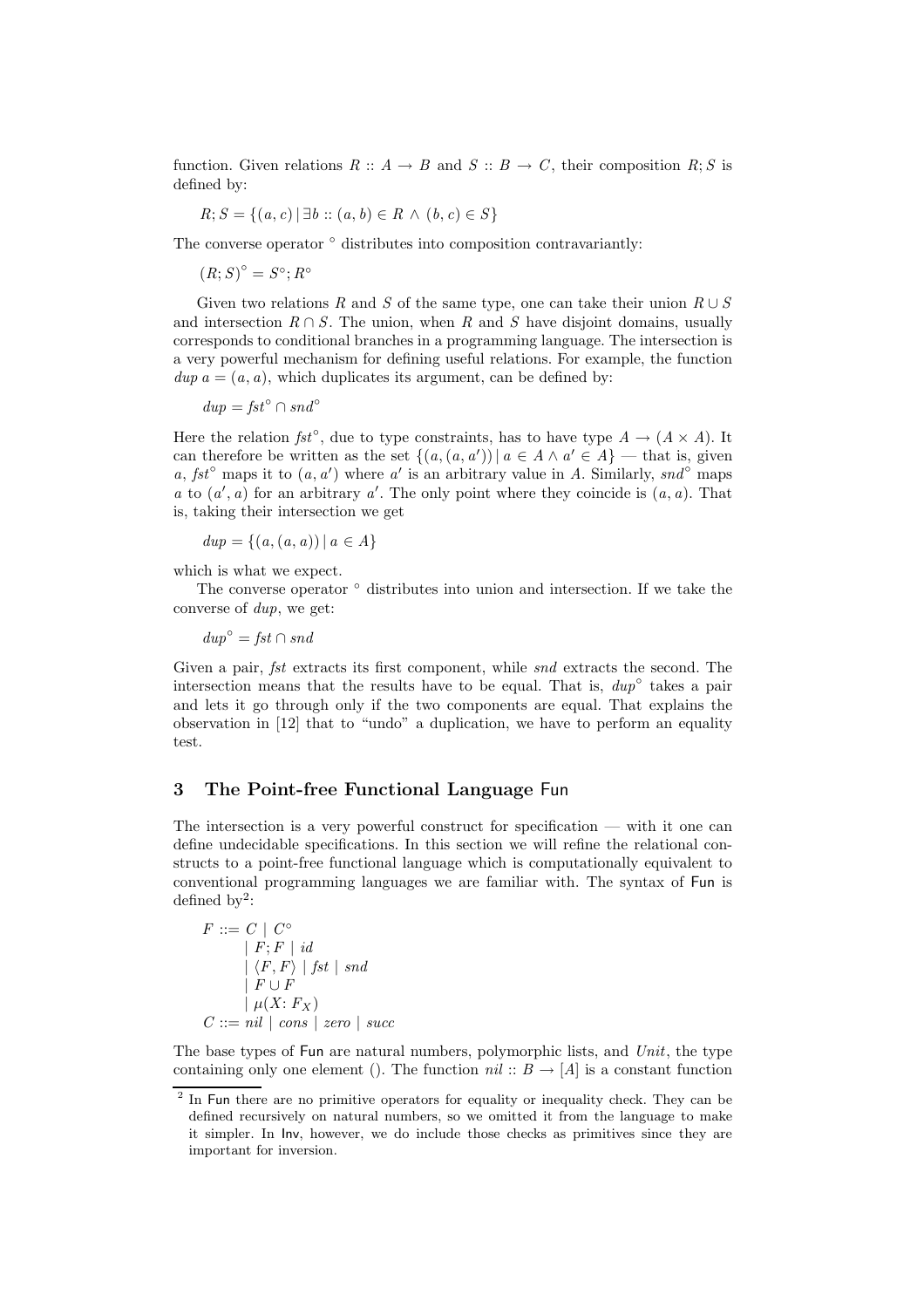function. Given relations $R :: A \to B$ and $S :: B \to C$, their composition $R; S$ is defined by:

$$R; S = \{(a, c) \mid \exists b :: (a, b) \in R \wedge (b, c) \in S\}$$

The converse operator $^\circ$ distributes into composition contravariantly:

$$(R; S)^\circ = S^\circ; R^\circ$$

Given two relations $R$ and $S$ of the same type, one can take their union $R \cup S$ and intersection $R \cap S$. The union, when $R$ and $S$ have disjoint domains, usually corresponds to conditional branches in a programming language. The intersection is a very powerful mechanism for defining useful relations. For example, the function $dup\ a = (a, a)$, which duplicates its argument, can be defined by:

$$dup = fst^\circ \cap snd^\circ$$

Here the relation $fst^\circ$, due to type constraints, has to have type $A \to (A \times A)$. It can therefore be written as the set $\{(a, (a, a')) \mid a \in A \wedge a' \in A\}$ — that is, given $a$, $fst^\circ$ maps it to $(a, a')$ where $a'$ is an arbitrary value in $A$. Similarly, $snd^\circ$ maps $a$ to $(a', a)$ for an arbitrary $a'$. The only point where they coincide is $(a, a)$. That is, taking their intersection we get

$$dup = \{(a, (a, a)) \mid a \in A\}$$

which is what we expect.

The converse operator $^\circ$ distributes into union and intersection. If we take the converse of $dup$, we get:

$$dup^\circ = fst \cap snd$$

Given a pair, *fst* extracts its first component, while *snd* extracts the second. The intersection means that the results have to be equal. That is, $dup^\circ$ takes a pair and lets it go through only if the two components are equal. That explains the observation in [12] that to "undo" a duplication, we have to perform an equality test.

## 3 The Point-free Functional Language Fun

The intersection is a very powerful construct for specification — with it one can define undecidable specifications. In this section we will refine the relational constructs to a point-free functional language which is computationally equivalent to conventional programming languages we are familiar with. The syntax of Fun is defined by[2]:

$$\begin{aligned}
F &::= C \mid C^\circ \\
&\quad \mid F; F \mid id \\
&\quad \mid \langle F, F\rangle \mid fst \mid snd \\
&\quad \mid F \cup F \\
&\quad \mid \mu(X\colon F_X) \\
C &::= nil \mid cons \mid zero \mid succ
\end{aligned}$$

The base types of Fun are natural numbers, polymorphic lists, and *Unit*, the type containing only one element (). The function $nil :: B \to [A]$ is a constant function

[2] In Fun there are no primitive operators for equality or inequality check. They can be defined recursively on natural numbers, so we omitted it from the language to make it simpler. In Inv, however, we do include those checks as primitives since they are important for inversion.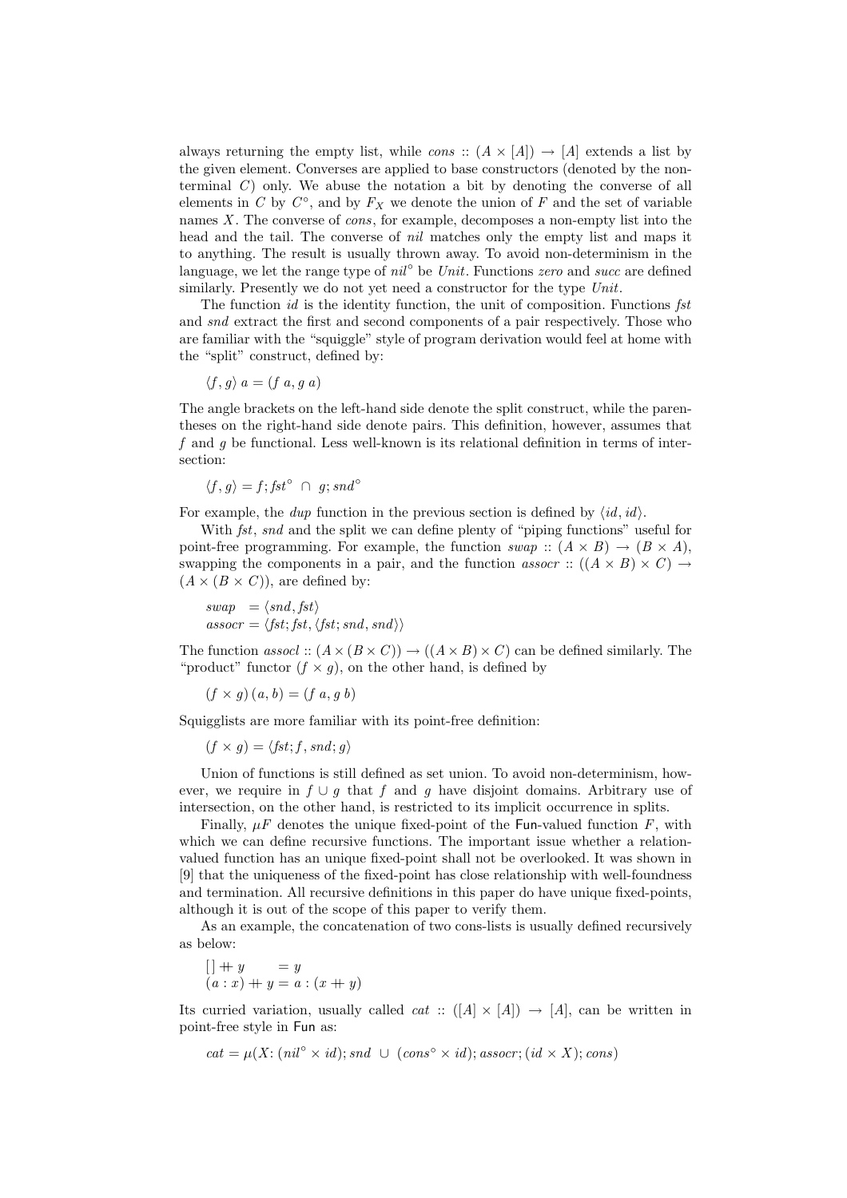always returning the empty list, while *cons* :: $(A \times [A]) \rightarrow [A]$ extends a list by the given element. Converses are applied to base constructors (denoted by the non-terminal $C$) only. We abuse the notation a bit by denoting the converse of all elements in $C$ by $C^\circ$, and by $F_X$ we denote the union of $F$ and the set of variable names $X$. The converse of *cons*, for example, decomposes a non-empty list into the head and the tail. The converse of *nil* matches only the empty list and maps it to anything. The result is usually thrown away. To avoid non-determinism in the language, we let the range type of $nil^\circ$ be *Unit*. Functions *zero* and *succ* are defined similarly. Presently we do not yet need a constructor for the type *Unit*.

The function *id* is the identity function, the unit of composition. Functions *fst* and *snd* extract the first and second components of a pair respectively. Those who are familiar with the "squiggle" style of program derivation would feel at home with the "split" construct, defined by:

$$\langle f, g \rangle\ a = (f\ a, g\ a)$$

The angle brackets on the left-hand side denote the split construct, while the parentheses on the right-hand side denote pairs. This definition, however, assumes that $f$ and $g$ be functional. Less well-known is its relational definition in terms of intersection:

$$\langle f, g \rangle = f; fst^\circ\ \cap\ g; snd^\circ$$

For example, the *dup* function in the previous section is defined by $\langle id, id \rangle$.

With *fst*, *snd* and the split we can define plenty of "piping functions" useful for point-free programming. For example, the function *swap* :: $(A \times B) \rightarrow (B \times A)$, swapping the components in a pair, and the function *assocr* :: $((A \times B) \times C) \rightarrow (A \times (B \times C))$, are defined by:

$$\begin{aligned} swap &= \langle snd, fst \rangle \\ assocr &= \langle fst; fst, \langle fst; snd, snd \rangle \rangle \end{aligned}$$

The function *assocl* :: $(A \times (B \times C)) \rightarrow ((A \times B) \times C)$ can be defined similarly. The "product" functor $(f \times g)$, on the other hand, is defined by

$$(f \times g)\,(a, b) = (f\ a, g\ b)$$

Squigglists are more familiar with its point-free definition:

$$(f \times g) = \langle fst; f, snd; g \rangle$$

Union of functions is still defined as set union. To avoid non-determinism, however, we require in $f \cup g$ that $f$ and $g$ have disjoint domains. Arbitrary use of intersection, on the other hand, is restricted to its implicit occurrence in splits.

Finally, $\mu F$ denotes the unique fixed-point of the Fun-valued function $F$, with which we can define recursive functions. The important issue whether a relation-valued function has an unique fixed-point shall not be overlooked. It was shown in [9] that the uniqueness of the fixed-point has close relationship with well-foundness and termination. All recursive definitions in this paper do have unique fixed-points, although it is out of the scope of this paper to verify them.

As an example, the concatenation of two cons-lists is usually defined recursively as below:

$$\begin{aligned} [\,] \mathbin{+\!\!+} y &= y \\ (a : x) \mathbin{+\!\!+} y &= a : (x \mathbin{+\!\!+} y) \end{aligned}$$

Its curried variation, usually called *cat* :: $([A] \times [A]) \rightarrow [A]$, can be written in point-free style in Fun as:

$$cat = \mu(X\!: (nil^\circ \times id); snd\ \cup\ (cons^\circ \times id); assocr; (id \times X); cons)$$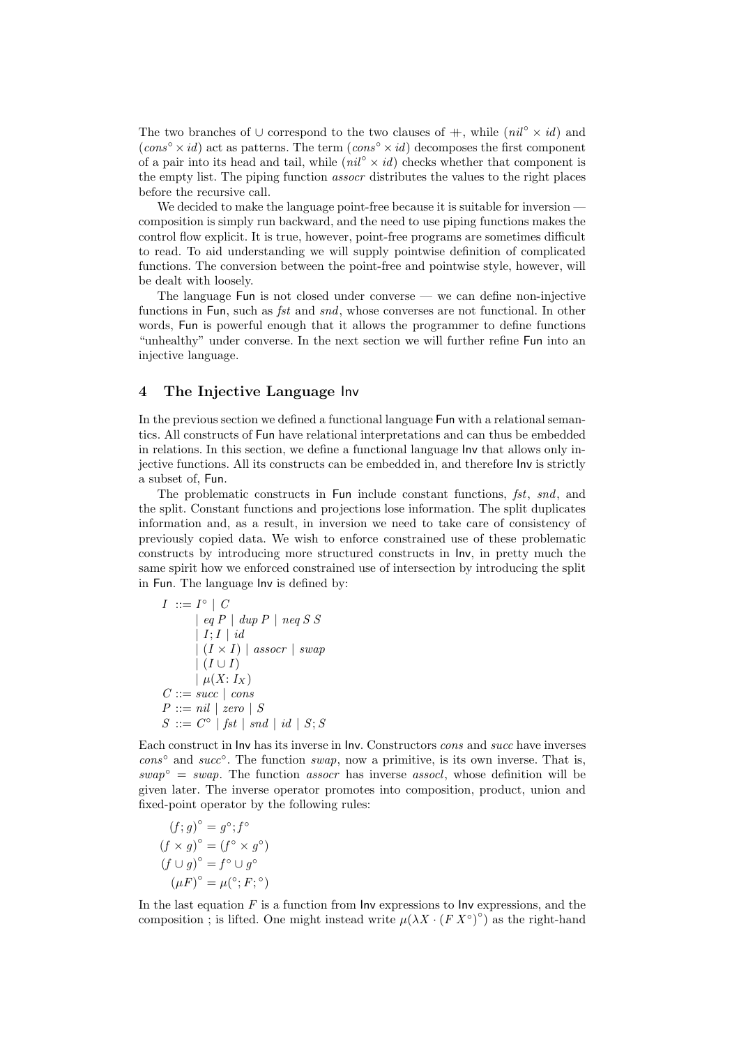The two branches of $\cup$ correspond to the two clauses of $+\!\!+$, while $(nil^\circ \times id)$ and $(cons^\circ \times id)$ act as patterns. The term $(cons^\circ \times id)$ decomposes the first component of a pair into its head and tail, while $(nil^\circ \times id)$ checks whether that component is the empty list. The piping function *assocr* distributes the values to the right places before the recursive call.

We decided to make the language point-free because it is suitable for inversion — composition is simply run backward, and the need to use piping functions makes the control flow explicit. It is true, however, point-free programs are sometimes difficult to read. To aid understanding we will supply pointwise definition of complicated functions. The conversion between the point-free and pointwise style, however, will be dealt with loosely.

The language Fun is not closed under converse — we can define non-injective functions in Fun, such as *fst* and *snd*, whose converses are not functional. In other words, Fun is powerful enough that it allows the programmer to define functions "unhealthy" under converse. In the next section we will further refine Fun into an injective language.

## 4 The Injective Language Inv

In the previous section we defined a functional language Fun with a relational semantics. All constructs of Fun have relational interpretations and can thus be embedded in relations. In this section, we define a functional language Inv that allows only injective functions. All its constructs can be embedded in, and therefore Inv is strictly a subset of, Fun.

The problematic constructs in Fun include constant functions, *fst*, *snd*, and the split. Constant functions and projections lose information. The split duplicates information and, as a result, in inversion we need to take care of consistency of previously copied data. We wish to enforce constrained use of these problematic constructs by introducing more structured constructs in Inv, in pretty much the same spirit how we enforced constrained use of intersection by introducing the split in Fun. The language Inv is defined by:

$$
\begin{aligned}
I \; ::= \;& I^\circ \mid C \\
\mid\;& eq\ P \mid dup\ P \mid neq\ S\ S \\
\mid\;& I; I \mid id \\
\mid\;& (I \times I) \mid assocr \mid swap \\
\mid\;& (I \cup I) \\
\mid\;& \mu(X\!: I_X) \\
C \; ::= \;& succ \mid cons \\
P \; ::= \;& nil \mid zero \mid S \\
S \; ::= \;& C^\circ \mid fst \mid snd \mid id \mid S; S
\end{aligned}
$$

Each construct in Inv has its inverse in Inv. Constructors *cons* and *succ* have inverses $cons^\circ$ and $succ^\circ$. The function *swap*, now a primitive, is its own inverse. That is, $swap^\circ = swap$. The function *assocr* has inverse *assocl*, whose definition will be given later. The inverse operator promotes into composition, product, union and fixed-point operator by the following rules:

$$
\begin{aligned}
(f; g)^\circ &= g^\circ; f^\circ \\
(f \times g)^\circ &= (f^\circ \times g^\circ) \\
(f \cup g)^\circ &= f^\circ \cup g^\circ \\
(\mu F)^\circ &= \mu(^\circ; F; ^\circ)
\end{aligned}
$$

In the last equation $F$ is a function from Inv expressions to Inv expressions, and the composition ; is lifted. One might instead write $\mu(\lambda X \cdot (F\, X^\circ)^\circ)$ as the right-hand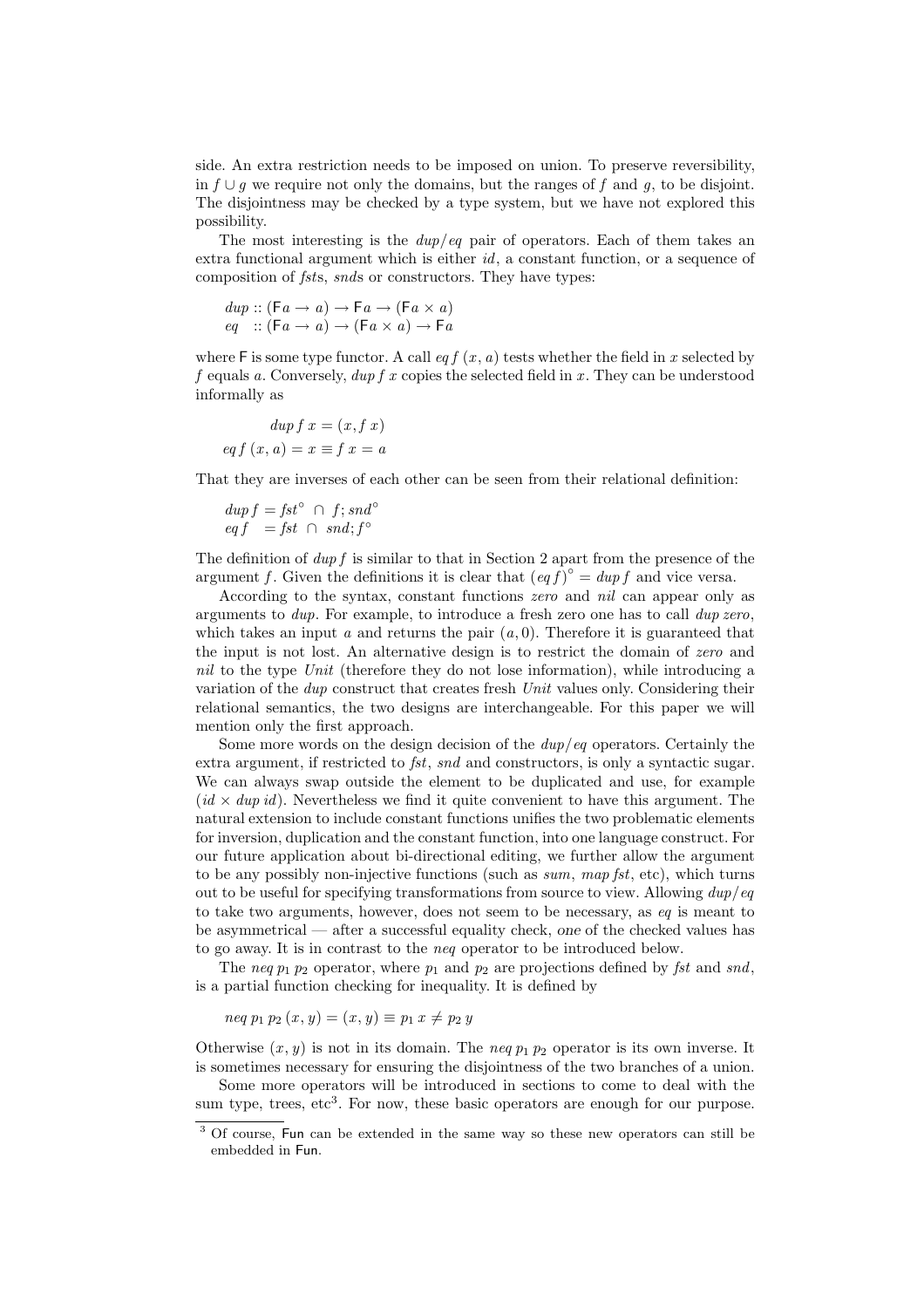side. An extra restriction needs to be imposed on union. To preserve reversibility, in $f \cup g$ we require not only the domains, but the ranges of $f$ and $g$, to be disjoint. The disjointness may be checked by a type system, but we have not explored this possibility.

The most interesting is the *dup*/*eq* pair of operators. Each of them takes an extra functional argument which is either *id*, a constant function, or a sequence of composition of *fst*s, *snd*s or constructors. They have types:

$$
\begin{aligned}
&dup :: (\mathsf{F}a \rightarrow a) \rightarrow \mathsf{F}a \rightarrow (\mathsf{F}a \times a) \\
&eq \;\; :: (\mathsf{F}a \rightarrow a) \rightarrow (\mathsf{F}a \times a) \rightarrow \mathsf{F}a
\end{aligned}
$$

where $\mathsf{F}$ is some type functor. A call $eq\,f\,(x, a)$ tests whether the field in $x$ selected by $f$ equals $a$. Conversely, $dup\,f\,x$ copies the selected field in $x$. They can be understood informally as

$$
\begin{aligned}
dup\,f\,x &= (x, f\,x) \\
eq\,f\,(x, a) &= x \equiv f\,x = a
\end{aligned}
$$

That they are inverses of each other can be seen from their relational definition:

$$
\begin{aligned}
dup\,f &= fst^{\circ} \;\cap\; f; snd^{\circ} \\
eq\,f \;\; &= fst \;\cap\; snd; f^{\circ}
\end{aligned}
$$

The definition of $dup\,f$ is similar to that in Section 2 apart from the presence of the argument $f$. Given the definitions it is clear that $(eq\,f)^{\circ} = dup\,f$ and vice versa.

According to the syntax, constant functions *zero* and *nil* can appear only as arguments to *dup*. For example, to introduce a fresh zero one has to call *dup zero*, which takes an input $a$ and returns the pair $(a, 0)$. Therefore it is guaranteed that the input is not lost. An alternative design is to restrict the domain of *zero* and *nil* to the type *Unit* (therefore they do not lose information), while introducing a variation of the *dup* construct that creates fresh *Unit* values only. Considering their relational semantics, the two designs are interchangeable. For this paper we will mention only the first approach.

Some more words on the design decision of the *dup*/*eq* operators. Certainly the extra argument, if restricted to *fst*, *snd* and constructors, is only a syntactic sugar. We can always swap outside the element to be duplicated and use, for example $(id \times dup\; id)$. Nevertheless we find it quite convenient to have this argument. The natural extension to include constant functions unifies the two problematic elements for inversion, duplication and the constant function, into one language construct. For our future application about bi-directional editing, we further allow the argument to be any possibly non-injective functions (such as *sum*, *map fst*, etc), which turns out to be useful for specifying transformations from source to view. Allowing *dup*/*eq* to take two arguments, however, does not seem to be necessary, as *eq* is meant to be asymmetrical — after a successful equality check, *one* of the checked values has to go away. It is in contrast to the *neq* operator to be introduced below.

The $neq\; p_1\; p_2$ operator, where $p_1$ and $p_2$ are projections defined by *fst* and *snd*, is a partial function checking for inequality. It is defined by

$$
neq\; p_1\; p_2\; (x, y) = (x, y) \equiv p_1\, x \neq p_2\, y
$$

Otherwise $(x, y)$ is not in its domain. The $neq\; p_1\; p_2$ operator is its own inverse. It is sometimes necessary for ensuring the disjointness of the two branches of a union.

Some more operators will be introduced in sections to come to deal with the sum type, trees, etc[3]. For now, these basic operators are enough for our purpose.

[3] Of course, $\mathsf{Fun}$ can be extended in the same way so these new operators can still be embedded in $\mathsf{Fun}$.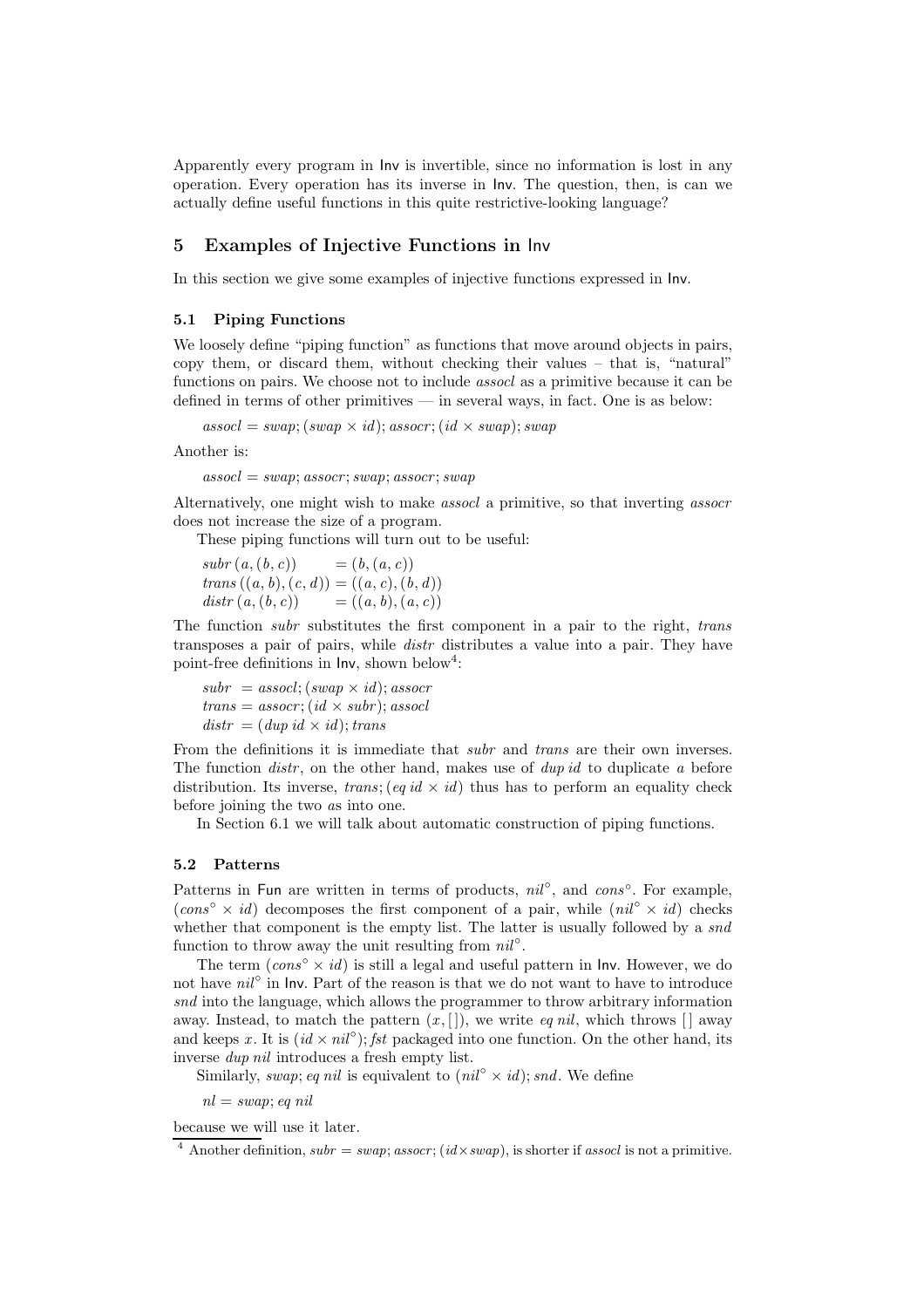Apparently every program in Inv is invertible, since no information is lost in any operation. Every operation has its inverse in Inv. The question, then, is can we actually define useful functions in this quite restrictive-looking language?

## 5 Examples of Injective Functions in Inv

In this section we give some examples of injective functions expressed in Inv.

### 5.1 Piping Functions

We loosely define "piping function" as functions that move around objects in pairs, copy them, or discard them, without checking their values – that is, "natural" functions on pairs. We choose not to include *assocl* as a primitive because it can be defined in terms of other primitives — in several ways, in fact. One is as below:

$$assocl = swap; (swap \times id); assocr; (id \times swap); swap$$

Another is:

$$assocl = swap; assocr; swap; assocr; swap$$

Alternatively, one might wish to make *assocl* a primitive, so that inverting *assocr* does not increase the size of a program.

These piping functions will turn out to be useful:

$$
\begin{aligned}
subr\,(a,(b,c)) &= (b,(a,c))\\
trans\,((a,b),(c,d)) &= ((a,c),(b,d))\\
distr\,(a,(b,c)) &= ((a,b),(a,c))
\end{aligned}
$$

The function *subr* substitutes the first component in a pair to the right, *trans* transposes a pair of pairs, while *distr* distributes a value into a pair. They have point-free definitions in Inv, shown below[4]:

$$
\begin{aligned}
subr &= assocl; (swap \times id); assocr\\
trans &= assocr; (id \times subr); assocl\\
distr &= (dup\ id \times id); trans
\end{aligned}
$$

From the definitions it is immediate that *subr* and *trans* are their own inverses. The function *distr*, on the other hand, makes use of *dup id* to duplicate $a$ before distribution. Its inverse, $trans; (eq\ id \times id)$ thus has to perform an equality check before joining the two $a$s into one.

In Section 6.1 we will talk about automatic construction of piping functions.

### 5.2 Patterns

Patterns in Fun are written in terms of products, $nil^\circ$, and $cons^\circ$. For example, $(cons^\circ \times id)$ decomposes the first component of a pair, while $(nil^\circ \times id)$ checks whether that component is the empty list. The latter is usually followed by a *snd* function to throw away the unit resulting from $nil^\circ$.

The term $(cons^\circ \times id)$ is still a legal and useful pattern in Inv. However, we do not have $nil^\circ$ in Inv. Part of the reason is that we do not want to have to introduce *snd* into the language, which allows the programmer to throw arbitrary information away. Instead, to match the pattern $(x, [\,])$, we write *eq nil*, which throws [] away and keeps $x$. It is $(id \times nil^\circ); fst$ packaged into one function. On the other hand, its inverse *dup nil* introduces a fresh empty list.

Similarly, $swap; eq\ nil$ is equivalent to $(nil^\circ \times id); snd$. We define

$$nl = swap; eq\ nil$$

because we will use it later.

[4] Another definition, $subr = swap; assocr; (id \times swap)$, is shorter if *assocl* is not a primitive.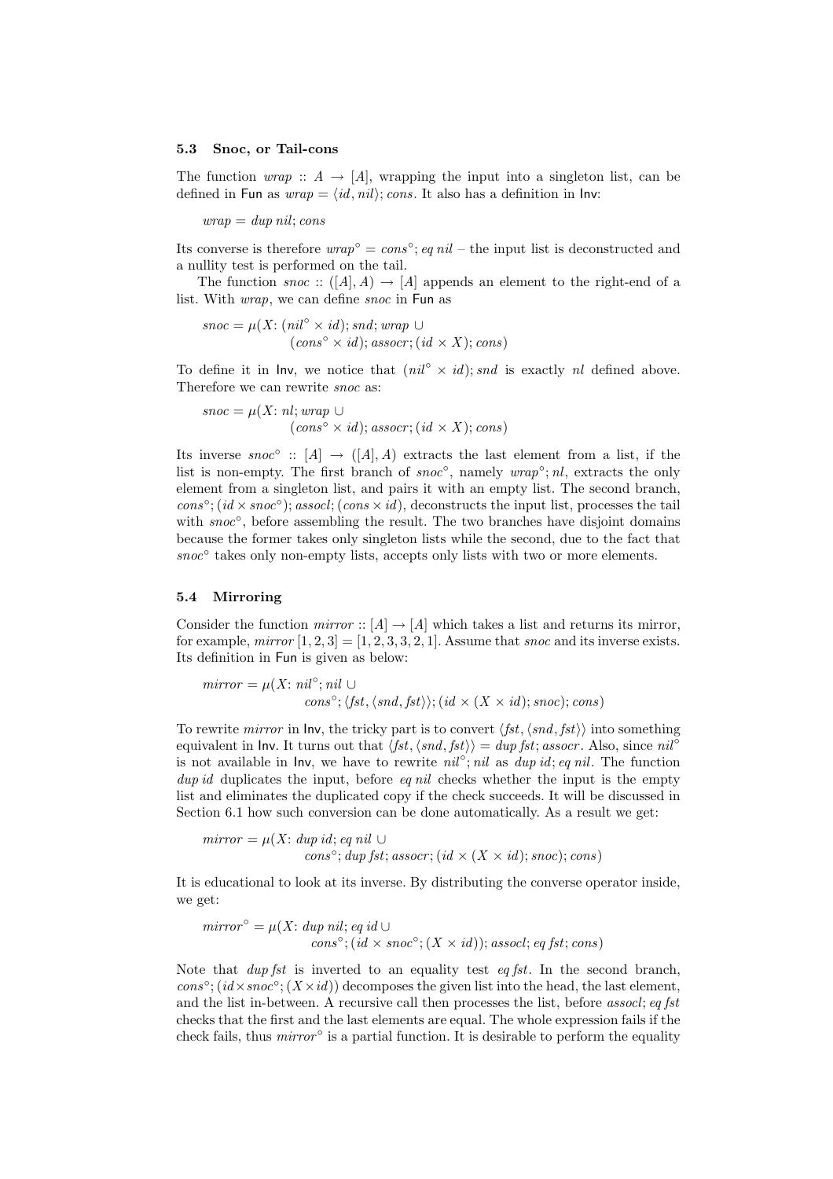### 5.3 Snoc, or Tail-cons

The function $wrap :: A \to [A]$, wrapping the input into a singleton list, can be defined in Fun as $wrap = \langle id, nil \rangle; cons$. It also has a definition in Inv:

$$wrap = dup\ nil; cons$$

Its converse is therefore $wrap^\circ = cons^\circ; eq\ nil$ – the input list is deconstructed and a nullity test is performed on the tail.

The function $snoc :: ([A], A) \to [A]$ appends an element to the right-end of a list. With $wrap$, we can define $snoc$ in Fun as

$$\begin{aligned} snoc = \mu(X\!: & (nil^\circ \times id); snd; wrap \cup \\ & (cons^\circ \times id); assocr; (id \times X); cons) \end{aligned}$$

To define it in Inv, we notice that $(nil^\circ \times id); snd$ is exactly $nl$ defined above. Therefore we can rewrite $snoc$ as:

$$\begin{aligned} snoc = \mu(X\!: & nl; wrap \cup \\ & (cons^\circ \times id); assocr; (id \times X); cons) \end{aligned}$$

Its inverse $snoc^\circ :: [A] \to ([A], A)$ extracts the last element from a list, if the list is non-empty. The first branch of $snoc^\circ$, namely $wrap^\circ; nl$, extracts the only element from a singleton list, and pairs it with an empty list. The second branch, $cons^\circ; (id \times snoc^\circ); assocl; (cons \times id)$, deconstructs the input list, processes the tail with $snoc^\circ$, before assembling the result. The two branches have disjoint domains because the former takes only singleton lists while the second, due to the fact that $snoc^\circ$ takes only non-empty lists, accepts only lists with two or more elements.

### 5.4 Mirroring

Consider the function $mirror :: [A] \to [A]$ which takes a list and returns its mirror, for example, $mirror\ [1, 2, 3] = [1, 2, 3, 3, 2, 1]$. Assume that $snoc$ and its inverse exists. Its definition in Fun is given as below:

$$\begin{aligned} mirror = \mu(X\!: & nil^\circ; nil \cup \\ & cons^\circ; \langle fst, \langle snd, fst \rangle \rangle; (id \times (X \times id); snoc); cons) \end{aligned}$$

To rewrite $mirror$ in Inv, the tricky part is to convert $\langle fst, \langle snd, fst \rangle \rangle$ into something equivalent in Inv. It turns out that $\langle fst, \langle snd, fst \rangle \rangle = dup\ fst; assocr$. Also, since $nil^\circ$ is not available in Inv, we have to rewrite $nil^\circ; nil$ as $dup\ id; eq\ nil$. The function $dup\ id$ duplicates the input, before $eq\ nil$ checks whether the input is the empty list and eliminates the duplicated copy if the check succeeds. It will be discussed in Section 6.1 how such conversion can be done automatically. As a result we get:

$$\begin{aligned} mirror = \mu(X\!: & dup\ id; eq\ nil \cup \\ & cons^\circ; dup\ fst; assocr; (id \times (X \times id); snoc); cons) \end{aligned}$$

It is educational to look at its inverse. By distributing the converse operator inside, we get:

$$\begin{aligned} mirror^\circ = \mu(X\!: & dup\ nil; eq\ id \cup \\ & cons^\circ; (id \times snoc^\circ; (X \times id)); assocl; eq\ fst; cons) \end{aligned}$$

Note that $dup\ fst$ is inverted to an equality test $eq\ fst$. In the second branch, $cons^\circ; (id \times snoc^\circ; (X \times id))$ decomposes the given list into the head, the last element, and the list in-between. A recursive call then processes the list, before $assocl; eq\ fst$ checks that the first and the last elements are equal. The whole expression fails if the check fails, thus $mirror^\circ$ is a partial function. It is desirable to perform the equality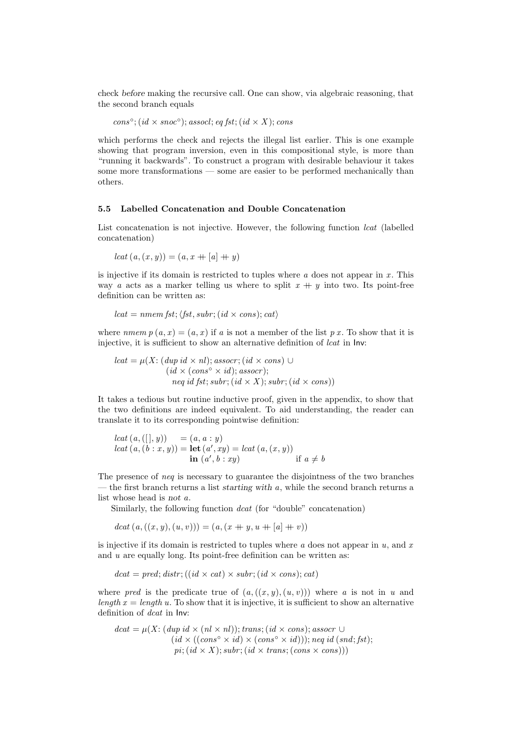check *before* making the recursive call. One can show, via algebraic reasoning, that the second branch equals

$$cons^\circ; (id \times snoc^\circ); assocl; eq\, fst; (id \times X); cons$$

which performs the check and rejects the illegal list earlier. This is one example showing that program inversion, even in this compositional style, is more than "running it backwards". To construct a program with desirable behaviour it takes some more transformations — some are easier to be performed mechanically than others.

### 5.5 Labelled Concatenation and Double Concatenation

List concatenation is not injective. However, the following function *lcat* (labelled concatenation)

$$lcat\,(a,(x,y)) = (a, x \mathbin{+\!\!+} [a] \mathbin{+\!\!+} y)$$

is injective if its domain is restricted to tuples where $a$ does not appear in $x$. This way $a$ acts as a marker telling us where to split $x \mathbin{+\!\!+} y$ into two. Its point-free definition can be written as:

$$lcat = nmem\, fst; \langle fst, subr; (id \times cons); cat\rangle$$

where $nmem\, p\,(a,x) = (a,x)$ if $a$ is not a member of the list $p\, x$. To show that it is injective, it is sufficient to show an alternative definition of *lcat* in $\mathsf{Inv}$:

$$\begin{aligned} lcat = \mu(X\colon & (dup\, id \times nl); assocr; (id \times cons) \cup \\ & (id \times (cons^\circ \times id); assocr); \\ & \quad neq\, id\, fst; subr; (id \times X); subr; (id \times cons)) \end{aligned}$$

It takes a tedious but routine inductive proof, given in the appendix, to show that the two definitions are indeed equivalent. To aid understanding, the reader can translate it to its corresponding pointwise definition:

$$\begin{aligned} lcat\,(a,([\,],y)) &= (a, a : y) \\ lcat\,(a,(b : x, y)) &= \mathbf{let}\,(a', xy) = lcat\,(a,(x,y)) \\ &\quad\;\mathbf{in}\,(a', b : xy) \qquad\qquad \text{if } a \neq b \end{aligned}$$

The presence of *neq* is necessary to guarantee the disjointness of the two branches — the first branch returns a list *starting with* $a$, while the second branch returns a list whose head is *not* $a$.

Similarly, the following function *dcat* (for "double" concatenation)

$$dcat\,(a,((x,y),(u,v))) = (a,(x \mathbin{+\!\!+} y, u \mathbin{+\!\!+} [a] \mathbin{+\!\!+} v))$$

is injective if its domain is restricted to tuples where $a$ does not appear in $u$, and $x$ and $u$ are equally long. Its point-free definition can be written as:

$$dcat = pred; distr; ((id \times cat) \times subr; (id \times cons); cat)$$

where *pred* is the predicate true of $(a,((x,y),(u,v)))$ where $a$ is not in $u$ and $length\, x = length\, u$. To show that it is injective, it is sufficient to show an alternative definition of *dcat* in $\mathsf{Inv}$:

$$\begin{aligned} dcat = \mu(X\colon & (dup\, id \times (nl \times nl)); trans; (id \times cons); assocr \cup \\ & (id \times ((cons^\circ \times id) \times (cons^\circ \times id))); neq\, id\,(snd; fst); \\ & pi; (id \times X); subr; (id \times trans; (cons \times cons))) \end{aligned}$$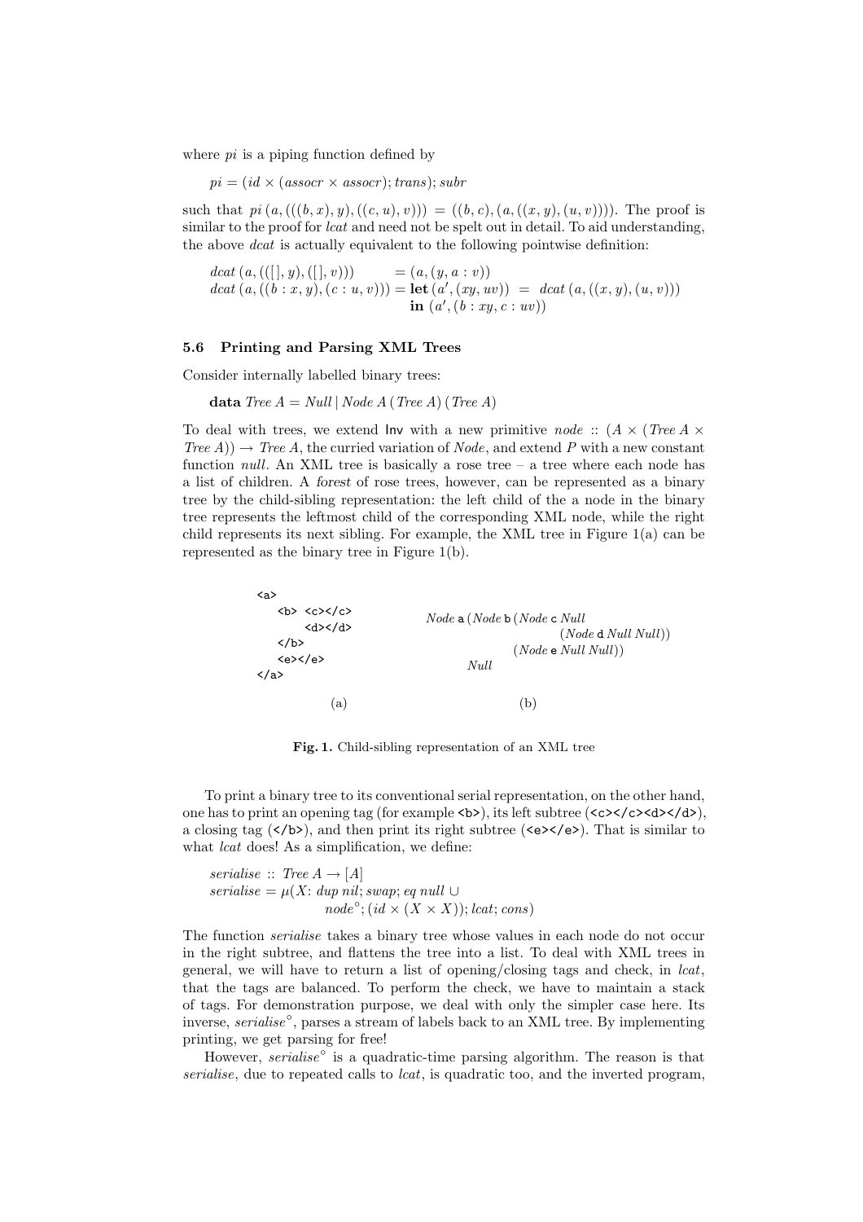where $pi$ is a piping function defined by

$$pi = (id \times (assocr \times assocr); trans); subr$$

such that $pi\,(a, (((b, x), y), ((c, u), v))) = ((b, c), (a, ((x, y), (u, v))))$. The proof is similar to the proof for $lcat$ and need not be spelt out in detail. To aid understanding, the above $dcat$ is actually equivalent to the following pointwise definition:

$$
\begin{aligned}
dcat\,(a, (([\,], y), ([\,], v))) &= (a, (y, a : v)) \\
dcat\,(a, ((b : x, y), (c : u, v))) &= \mathbf{let}\,(a', (xy, uv)) \;=\; dcat\,(a, ((x, y), (u, v))) \\
&\quad\;\mathbf{in}\,(a', (b : xy, c : uv))
\end{aligned}
$$

### 5.6 Printing and Parsing XML Trees

Consider internally labelled binary trees:

$$\mathbf{data}\; Tree\;A = Null \mid Node\;A\;(Tree\;A)\;(Tree\;A)$$

To deal with trees, we extend Inv with a new primitive $node :: (A \times (Tree\;A \times Tree\;A)) \rightarrow Tree\;A$, the curried variation of $Node$, and extend $P$ with a new constant function $null$. An XML tree is basically a rose tree – a tree where each node has a list of children. A *forest* of rose trees, however, can be represented as a binary tree by the child-sibling representation: the left child of the a node in the binary tree represents the leftmost child of the corresponding XML node, while the right child represents its next sibling. For example, the XML tree in Figure 1(a) can be represented as the binary tree in Figure 1(b).

```
<a>
   <b>  <c></c>
        <d></d>
   </b>
   <e></e>
</a>
```

(a)

$$
\begin{aligned}
&Node\;\mathsf{a}\;(Node\;\mathsf{b}\;(Node\;\mathsf{c}\;Null \\
&\qquad\qquad\qquad\qquad(Node\;\mathsf{d}\;Null\;Null)) \\
&\qquad\qquad\quad(Node\;\mathsf{e}\;Null\;Null)) \\
&\qquad Null
\end{aligned}
$$

(b)

**Fig. 1.** Child-sibling representation of an XML tree

To print a binary tree to its conventional serial representation, on the other hand, one has to print an opening tag (for example `<b>`), its left subtree (`<c></c><d></d>`), a closing tag (`</b>`), and then print its right subtree (`<e></e>`). That is similar to what $lcat$ does! As a simplification, we define:

$$
\begin{aligned}
&serialise :: Tree\;A \rightarrow [A] \\
&serialise = \mu(X\!: dup\;nil; swap; eq\;null\;\cup \\
&\qquad\qquad\qquad node^{\circ}; (id \times (X \times X)); lcat; cons)
\end{aligned}
$$

The function $serialise$ takes a binary tree whose values in each node do not occur in the right subtree, and flattens the tree into a list. To deal with XML trees in general, we will have to return a list of opening/closing tags and check, in $lcat$, that the tags are balanced. To perform the check, we have to maintain a stack of tags. For demonstration purpose, we deal with only the simpler case here. Its inverse, $serialise^{\circ}$, parses a stream of labels back to an XML tree. By implementing printing, we get parsing for free!

However, $serialise^{\circ}$ is a quadratic-time parsing algorithm. The reason is that $serialise$, due to repeated calls to $lcat$, is quadratic too, and the inverted program,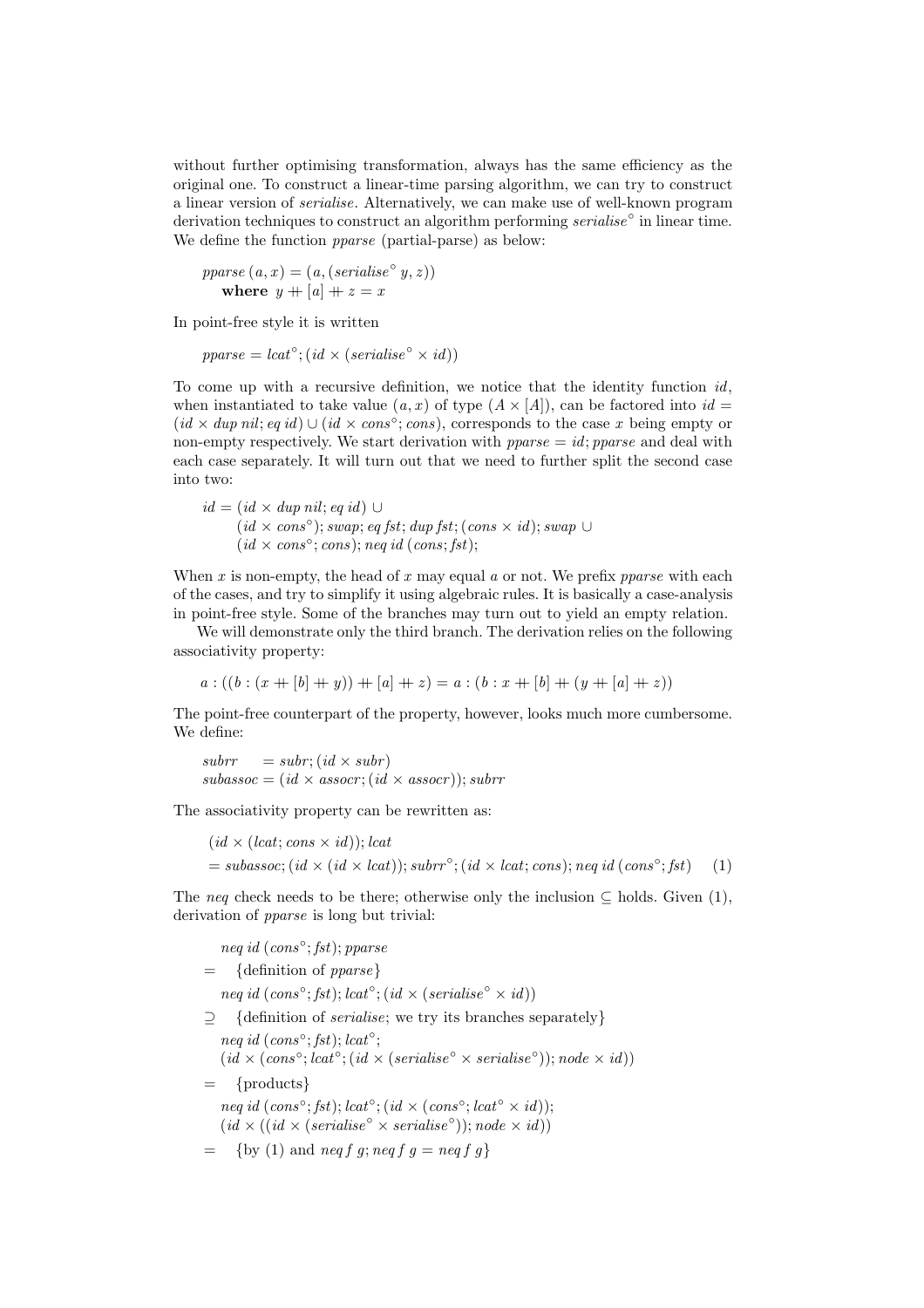without further optimising transformation, always has the same efficiency as the original one. To construct a linear-time parsing algorithm, we can try to construct a linear version of *serialise*. Alternatively, we can make use of well-known program derivation techniques to construct an algorithm performing $serialise^{\circ}$ in linear time. We define the function *pparse* (partial-parse) as below:

$$
\begin{array}{l}
pparse\,(a, x) = (a, (serialise^{\circ}\; y, z)) \\
\quad \textbf{where}\;\; y +\!\!+ [a] +\!\!+ z = x
\end{array}
$$

In point-free style it is written

$$pparse = lcat^{\circ}; (id \times (serialise^{\circ} \times id))$$

To come up with a recursive definition, we notice that the identity function $id$, when instantiated to take value $(a, x)$ of type $(A \times [A])$, can be factored into $id = (id \times dup\; nil; eq\; id) \cup (id \times cons^{\circ}; cons)$, corresponds to the case $x$ being empty or non-empty respectively. We start derivation with $pparse = id; pparse$ and deal with each case separately. It will turn out that we need to further split the second case into two:

$$
\begin{array}{rl}
id = & (id \times dup\; nil; eq\; id) \cup \\
& (id \times cons^{\circ}); swap; eq\; fst; dup\; fst; (cons \times id); swap \cup \\
& (id \times cons^{\circ}; cons); neq\; id\; (cons; fst);
\end{array}
$$

When $x$ is non-empty, the head of $x$ may equal $a$ or not. We prefix *pparse* with each of the cases, and try to simplify it using algebraic rules. It is basically a case-analysis in point-free style. Some of the branches may turn out to yield an empty relation.

We will demonstrate only the third branch. The derivation relies on the following associativity property:

$$a : ((b : (x +\!\!+ [b] +\!\!+ y)) +\!\!+ [a] +\!\!+ z) = a : (b : x +\!\!+ [b] +\!\!+ (y +\!\!+ [a] +\!\!+ z))$$

The point-free counterpart of the property, however, looks much more cumbersome. We define:

$$
\begin{array}{ll}
subrr & = subr; (id \times subr) \\
subassoc & = (id \times assocr; (id \times assocr)); subrr
\end{array}
$$

The associativity property can be rewritten as:

$$
\begin{array}{l}
(id \times (lcat; cons \times id)); lcat \\
= subassoc; (id \times (id \times lcat)); subrr^{\circ}; (id \times lcat; cons); neq\; id\; (cons^{\circ}; fst) \qquad (1)
\end{array}
$$

The *neq* check needs to be there; otherwise only the inclusion $\subseteq$ holds. Given (1), derivation of *pparse* is long but trivial:

$$
\begin{array}{cl}
 & neq\; id\; (cons^{\circ}; fst); pparse \\
= & \{\text{definition of } pparse\} \\
 & neq\; id\; (cons^{\circ}; fst); lcat^{\circ}; (id \times (serialise^{\circ} \times id)) \\
\supseteq & \{\text{definition of } serialise\text{; we try its branches separately}\} \\
 & neq\; id\; (cons^{\circ}; fst); lcat^{\circ}; \\
 & (id \times (cons^{\circ}; lcat^{\circ}; (id \times (serialise^{\circ} \times serialise^{\circ})); node \times id)) \\
= & \{\text{products}\} \\
 & neq\; id\; (cons^{\circ}; fst); lcat^{\circ}; (id \times (cons^{\circ}; lcat^{\circ} \times id)); \\
 & (id \times ((id \times (serialise^{\circ} \times serialise^{\circ})); node \times id)) \\
= & \{\text{by (1) and } neq\, f\; g; neq\, f\; g = neq\, f\; g\}
\end{array}
$$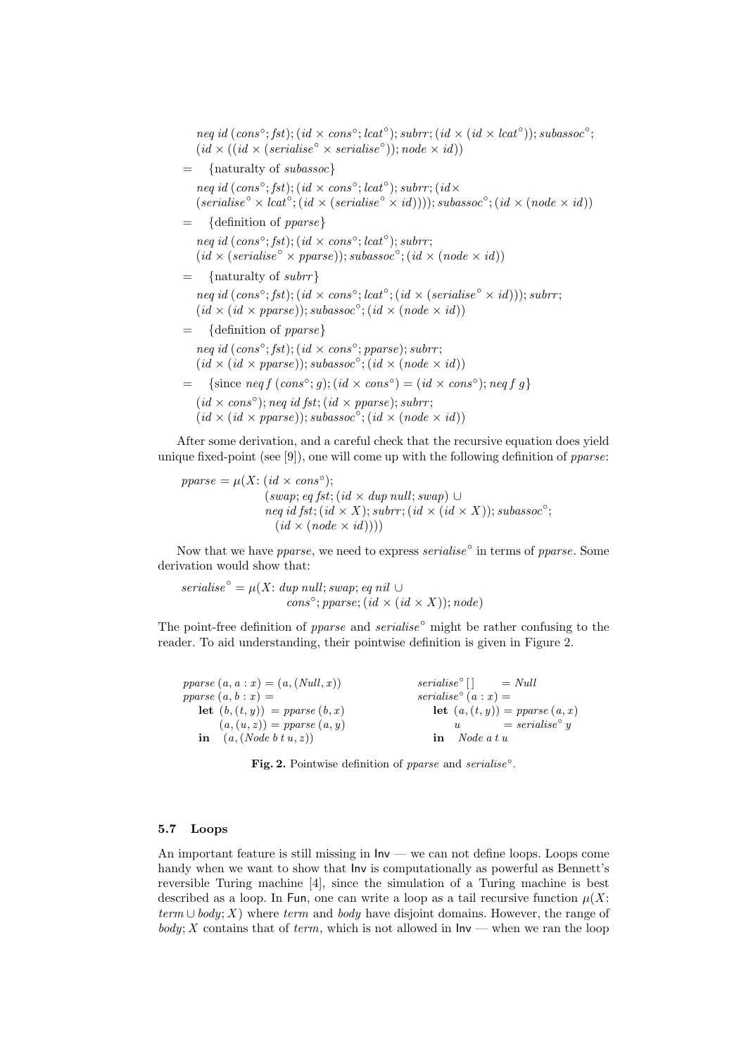$$
\begin{aligned}
& \mathit{neq}\ \mathit{id}\ (\mathit{cons}^\circ; \mathit{fst}); (\mathit{id} \times \mathit{cons}^\circ; \mathit{lcat}^\circ); \mathit{subrr}; (\mathit{id} \times (\mathit{id} \times \mathit{lcat}^\circ)); \mathit{subassoc}^\circ; \\
& (\mathit{id} \times ((\mathit{id} \times (\mathit{serialise}^\circ \times \mathit{serialise}^\circ)); \mathit{node} \times \mathit{id})) \\
= \quad & \{\text{naturalty of } \mathit{subassoc}\} \\
& \mathit{neq}\ \mathit{id}\ (\mathit{cons}^\circ; \mathit{fst}); (\mathit{id} \times \mathit{cons}^\circ; \mathit{lcat}^\circ); \mathit{subrr}; (\mathit{id} \times \\
& (\mathit{serialise}^\circ \times \mathit{lcat}^\circ; (\mathit{id} \times (\mathit{serialise}^\circ \times \mathit{id})))); \mathit{subassoc}^\circ; (\mathit{id} \times (\mathit{node} \times \mathit{id})) \\
= \quad & \{\text{definition of } \mathit{pparse}\} \\
& \mathit{neq}\ \mathit{id}\ (\mathit{cons}^\circ; \mathit{fst}); (\mathit{id} \times \mathit{cons}^\circ; \mathit{lcat}^\circ); \mathit{subrr}; \\
& (\mathit{id} \times (\mathit{serialise}^\circ \times \mathit{pparse})); \mathit{subassoc}^\circ; (\mathit{id} \times (\mathit{node} \times \mathit{id})) \\
= \quad & \{\text{naturalty of } \mathit{subrr}\} \\
& \mathit{neq}\ \mathit{id}\ (\mathit{cons}^\circ; \mathit{fst}); (\mathit{id} \times \mathit{cons}^\circ; \mathit{lcat}^\circ; (\mathit{id} \times (\mathit{serialise}^\circ \times \mathit{id}))); \mathit{subrr}; \\
& (\mathit{id} \times (\mathit{id} \times \mathit{pparse})); \mathit{subassoc}^\circ; (\mathit{id} \times (\mathit{node} \times \mathit{id})) \\
= \quad & \{\text{definition of } \mathit{pparse}\} \\
& \mathit{neq}\ \mathit{id}\ (\mathit{cons}^\circ; \mathit{fst}); (\mathit{id} \times \mathit{cons}^\circ; \mathit{pparse}); \mathit{subrr}; \\
& (\mathit{id} \times (\mathit{id} \times \mathit{pparse})); \mathit{subassoc}^\circ; (\mathit{id} \times (\mathit{node} \times \mathit{id})) \\
= \quad & \{\text{since } \mathit{neq}\, f\ (\mathit{cons}^\circ; g); (\mathit{id} \times \mathit{cons}^\circ) = (\mathit{id} \times \mathit{cons}^\circ); \mathit{neq}\, f\ g\} \\
& (\mathit{id} \times \mathit{cons}^\circ); \mathit{neq}\ \mathit{id}\ \mathit{fst}; (\mathit{id} \times \mathit{pparse}); \mathit{subrr}; \\
& (\mathit{id} \times (\mathit{id} \times \mathit{pparse})); \mathit{subassoc}^\circ; (\mathit{id} \times (\mathit{node} \times \mathit{id}))
\end{aligned}
$$

After some derivation, and a careful check that the recursive equation does yield unique fixed-point (see [9]), one will come up with the following definition of *pparse*:

$$
\begin{aligned}
\mathit{pparse} = \mu(X\colon & (\mathit{id} \times \mathit{cons}^\circ); \\
& (\mathit{swap}; \mathit{eq}\ \mathit{fst}; (\mathit{id} \times \mathit{dup}\ \mathit{null}; \mathit{swap}) \cup \\
& \mathit{neq}\ \mathit{id}\ \mathit{fst}; (\mathit{id} \times X); \mathit{subrr}; (\mathit{id} \times (\mathit{id} \times X)); \mathit{subassoc}^\circ; \\
& \quad (\mathit{id} \times (\mathit{node} \times \mathit{id}))))
\end{aligned}
$$

Now that we have *pparse*, we need to express $\mathit{serialise}^\circ$ in terms of *pparse*. Some derivation would show that:

$$
\begin{aligned}
\mathit{serialise}^\circ = \mu(X\colon & \mathit{dup}\ \mathit{null}; \mathit{swap}; \mathit{eq}\ \mathit{nil} \cup \\
& \mathit{cons}^\circ; \mathit{pparse}; (\mathit{id} \times (\mathit{id} \times X)); \mathit{node})
\end{aligned}
$$

The point-free definition of *pparse* and $\mathit{serialise}^\circ$ might be rather confusing to the reader. To aid understanding, their pointwise definition is given in Figure 2.

```
pparse (a, a : x) = (a, (Null, x))          serialise° []      = Null
pparse (a, b : x) =                          serialise° (a : x) =
    let (b, (t, y)) = pparse (b, x)              let (a, (t, y)) = pparse (a, x)
        (a, (u, z)) = pparse (a, y)                  u           = serialise° y
    in  (a, (Node b t u, z))                     in  Node a t u
```

**Fig. 2.** Pointwise definition of *pparse* and $\mathit{serialise}^\circ$.

### 5.7 Loops

An important feature is still missing in Inv — we can not define loops. Loops come handy when we want to show that Inv is computationally as powerful as Bennett's reversible Turing machine [4], since the simulation of a Turing machine is best described as a loop. In Fun, one can write a loop as a tail recursive function $\mu(X\colon \mathit{term} \cup \mathit{body}; X)$ where *term* and *body* have disjoint domains. However, the range of $\mathit{body}; X$ contains that of *term*, which is not allowed in Inv — when we ran the loop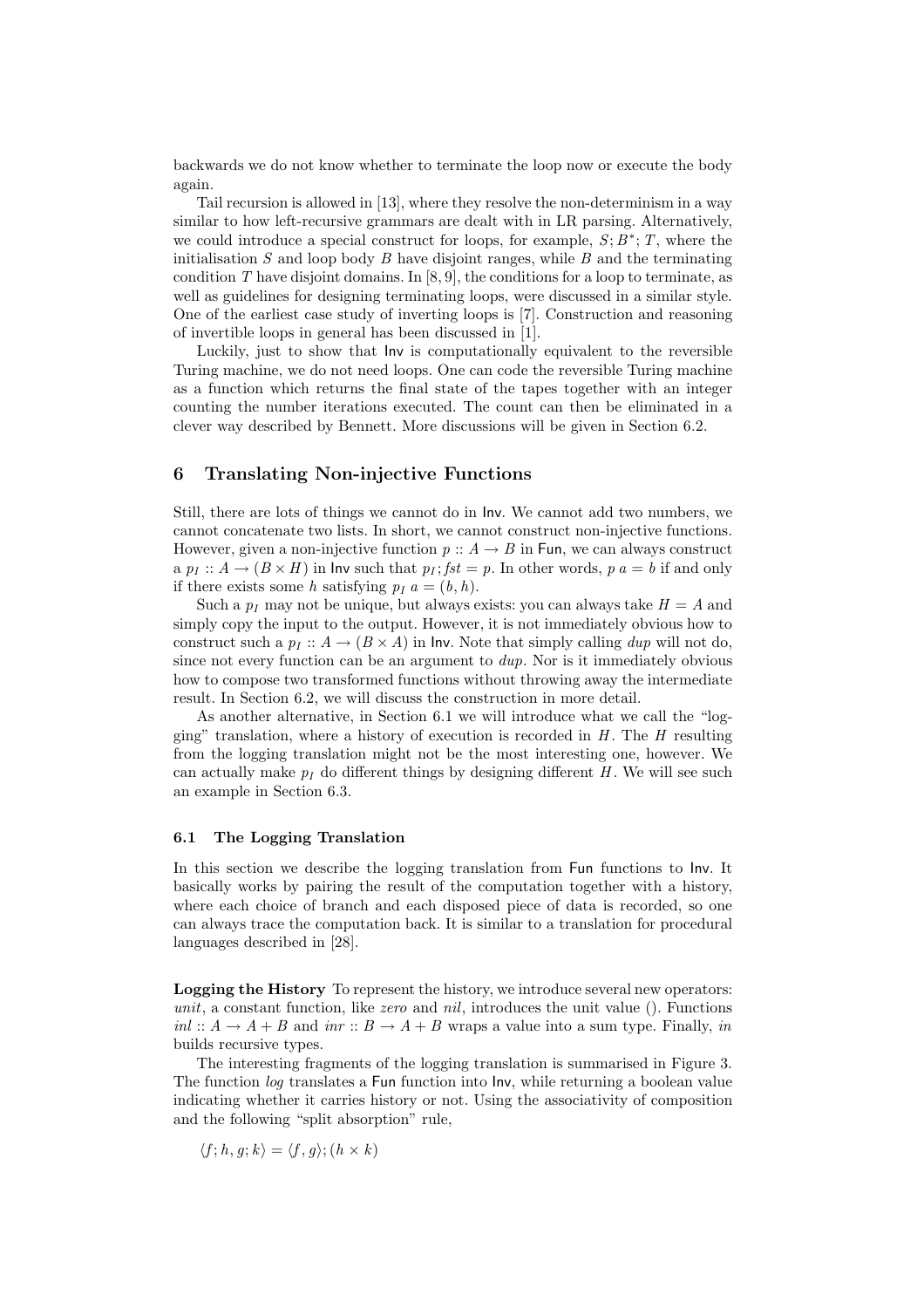backwards we do not know whether to terminate the loop now or execute the body again.

Tail recursion is allowed in [13], where they resolve the non-determinism in a way similar to how left-recursive grammars are dealt with in LR parsing. Alternatively, we could introduce a special construct for loops, for example, $S; B^*; T$, where the initialisation $S$ and loop body $B$ have disjoint ranges, while $B$ and the terminating condition $T$ have disjoint domains. In [8, 9], the conditions for a loop to terminate, as well as guidelines for designing terminating loops, were discussed in a similar style. One of the earliest case study of inverting loops is [7]. Construction and reasoning of invertible loops in general has been discussed in [1].

Luckily, just to show that Inv is computationally equivalent to the reversible Turing machine, we do not need loops. One can code the reversible Turing machine as a function which returns the final state of the tapes together with an integer counting the number iterations executed. The count can then be eliminated in a clever way described by Bennett. More discussions will be given in Section 6.2.

## 6 Translating Non-injective Functions

Still, there are lots of things we cannot do in Inv. We cannot add two numbers, we cannot concatenate two lists. In short, we cannot construct non-injective functions. However, given a non-injective function $p :: A \to B$ in Fun, we can always construct a $p_I :: A \to (B \times H)$ in Inv such that $p_I; fst = p$. In other words, $p\ a = b$ if and only if there exists some $h$ satisfying $p_I\ a = (b, h)$.

Such a $p_I$ may not be unique, but always exists: you can always take $H = A$ and simply copy the input to the output. However, it is not immediately obvious how to construct such a $p_I :: A \to (B \times A)$ in Inv. Note that simply calling *dup* will not do, since not every function can be an argument to *dup*. Nor is it immediately obvious how to compose two transformed functions without throwing away the intermediate result. In Section 6.2, we will discuss the construction in more detail.

As another alternative, in Section 6.1 we will introduce what we call the "logging" translation, where a history of execution is recorded in $H$. The $H$ resulting from the logging translation might not be the most interesting one, however. We can actually make $p_I$ do different things by designing different $H$. We will see such an example in Section 6.3.

### 6.1 The Logging Translation

In this section we describe the logging translation from Fun functions to Inv. It basically works by pairing the result of the computation together with a history, where each choice of branch and each disposed piece of data is recorded, so one can always trace the computation back. It is similar to a translation for procedural languages described in [28].

**Logging the History** To represent the history, we introduce several new operators: *unit*, a constant function, like *zero* and *nil*, introduces the unit value (). Functions $inl :: A \to A + B$ and $inr :: B \to A + B$ wraps a value into a sum type. Finally, *in* builds recursive types.

The interesting fragments of the logging translation is summarised in Figure 3. The function *log* translates a Fun function into Inv, while returning a boolean value indicating whether it carries history or not. Using the associativity of composition and the following "split absorption" rule,

$$\langle f; h, g; k \rangle = \langle f, g \rangle; (h \times k)$$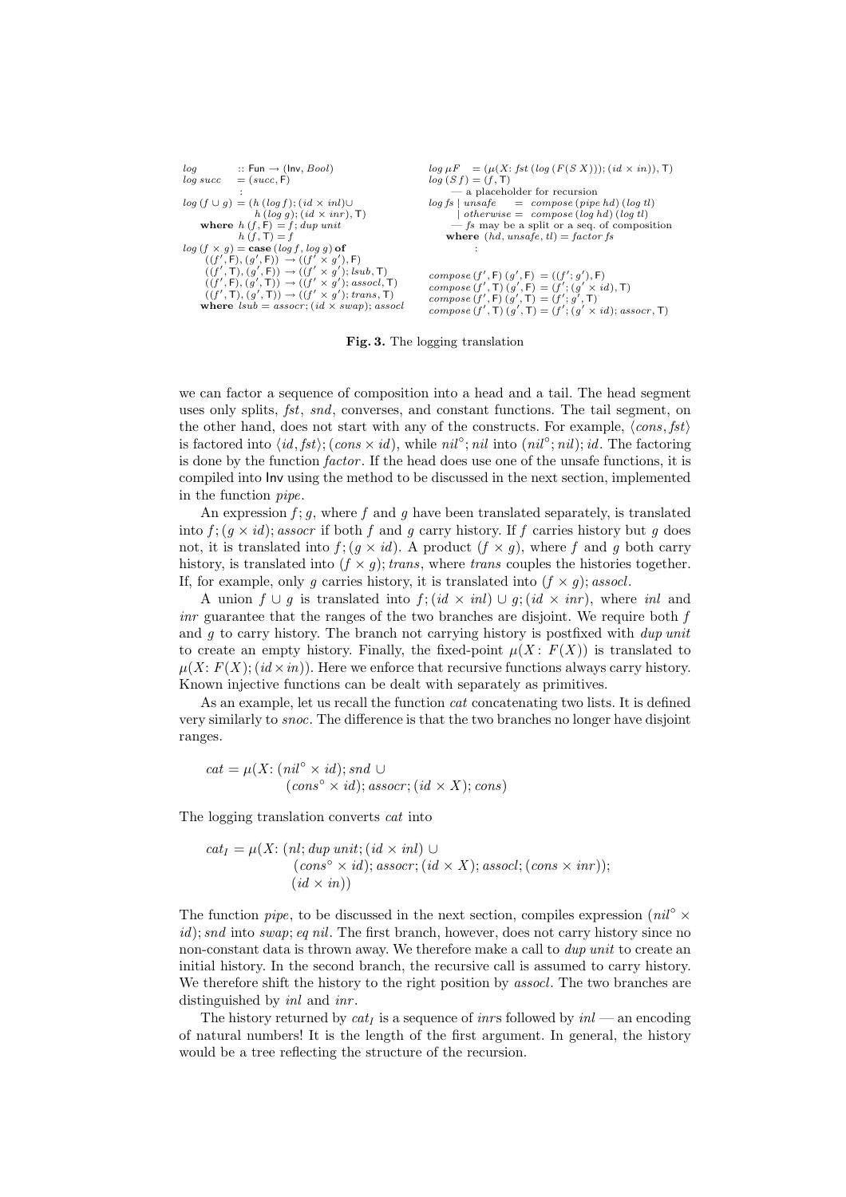```
log        :: Fun → (Inv, Bool)
log succ   = (succ, F)
               :
log (f ∪ g) = (h (log f); (id × inl) ∪
               h (log g); (id × inr), T)
    where h (f, F) = f; dup unit
          h (f, T) = f
log (f × g) = case (log f, log g) of
    ((f', F), (g', F)) → ((f' × g'), F)
    ((f', T), (g', F)) → ((f' × g'); lsub, T)
    ((f', F), (g', T)) → ((f' × g'); assocl, T)
    ((f', T), (g', T)) → ((f' × g'); trans, T)
    where lsub = assocr; (id × swap); assocl

log μF   = (μ(X: fst (log (F (S X))); (id × in)), T)
log (S f) = (f, T)
    — a placeholder for recursion
log fs | unsafe    = compose (pipe hd) (log tl)
       | otherwise = compose (log hd) (log tl)
    — fs may be a split or a seq. of composition
    where (hd, unsafe, tl) = factor fs
               :

compose (f', F) (g', F) = ((f'; g'), F)
compose (f', T) (g', F) = (f'; (g' × id), T)
compose (f', F) (g', T) = (f'; g', T)
compose (f', T) (g', T) = (f'; (g' × id); assocr, T)
```

**Fig. 3.** The logging translation

we can factor a sequence of composition into a head and a tail. The head segment uses only splits, *fst*, *snd*, converses, and constant functions. The tail segment, on the other hand, does not start with any of the constructs. For example, $\langle cons, fst \rangle$ is factored into $\langle id, fst \rangle; (cons \times id)$, while $nil^\circ; nil$ into $(nil^\circ; nil); id$. The factoring is done by the function *factor*. If the head does use one of the unsafe functions, it is compiled into Inv using the method to be discussed in the next section, implemented in the function *pipe*.

An expression $f; g$, where $f$ and $g$ have been translated separately, is translated into $f; (g \times id); assocr$ if both $f$ and $g$ carry history. If $f$ carries history but $g$ does not, it is translated into $f; (g \times id)$. A product $(f \times g)$, where $f$ and $g$ both carry history, is translated into $(f \times g); trans$, where *trans* couples the histories together. If, for example, only $g$ carries history, it is translated into $(f \times g); assocl$.

A union $f \cup g$ is translated into $f; (id \times inl) \cup g; (id \times inr)$, where *inl* and *inr* guarantee that the ranges of the two branches are disjoint. We require both $f$ and $g$ to carry history. The branch not carrying history is postfixed with *dup unit* to create an empty history. Finally, the fixed-point $\mu(X\colon F(X))$ is translated to $\mu(X\colon F(X); (id \times in))$. Here we enforce that recursive functions always carry history. Known injective functions can be dealt with separately as primitives.

As an example, let us recall the function *cat* concatenating two lists. It is defined very similarly to *snoc*. The difference is that the two branches no longer have disjoint ranges.

$$cat = \mu(X\colon (nil^\circ \times id); snd \cup (cons^\circ \times id); assocr; (id \times X); cons)$$

The logging translation converts *cat* into

$$cat_I = \mu(X\colon (nl; dup\ unit; (id \times inl) \cup (cons^\circ \times id); assocr; (id \times X); assocl; (cons \times inr)); (id \times in))$$

The function *pipe*, to be discussed in the next section, compiles expression $(nil^\circ \times id); snd$ into $swap; eq\ nil$. The first branch, however, does not carry history since no non-constant data is thrown away. We therefore make a call to *dup unit* to create an initial history. In the second branch, the recursive call is assumed to carry history. We therefore shift the history to the right position by *assocl*. The two branches are distinguished by *inl* and *inr*.

The history returned by $cat_I$ is a sequence of *inr*s followed by *inl* — an encoding of natural numbers! It is the length of the first argument. In general, the history would be a tree reflecting the structure of the recursion.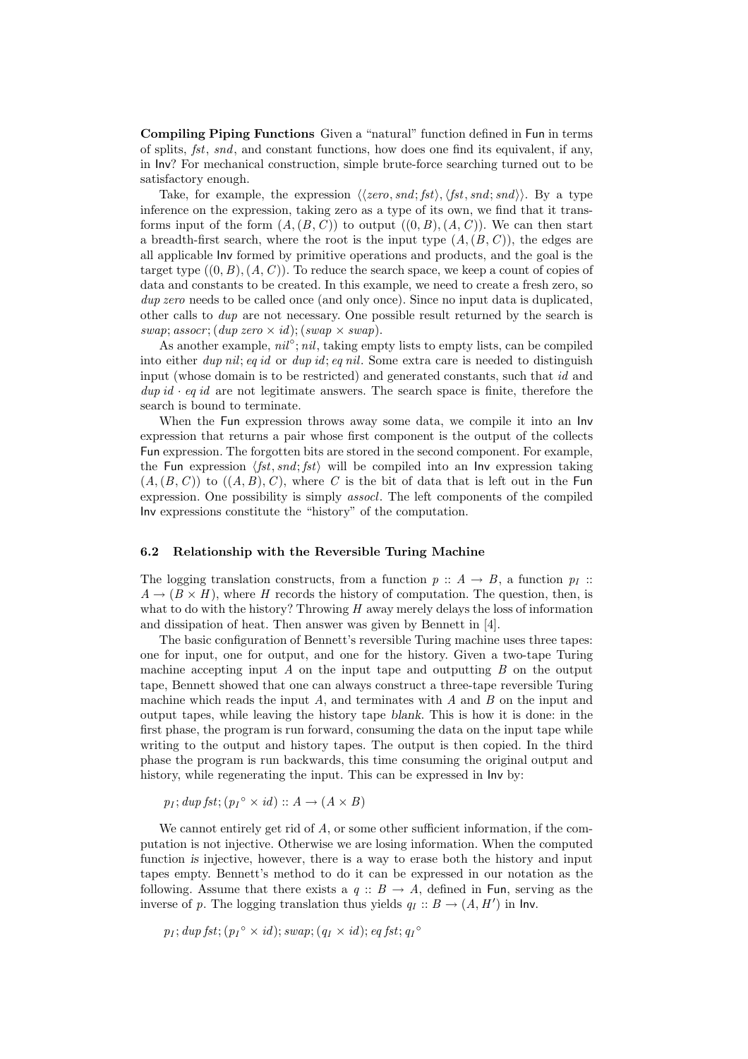**Compiling Piping Functions** Given a "natural" function defined in Fun in terms of splits, *fst*, *snd*, and constant functions, how does one find its equivalent, if any, in Inv? For mechanical construction, simple brute-force searching turned out to be satisfactory enough.

Take, for example, the expression $\langle\langle zero, snd; fst\rangle, \langle fst, snd; snd\rangle\rangle$. By a type inference on the expression, taking zero as a type of its own, we find that it transforms input of the form $(A, (B, C))$ to output $((0, B), (A, C))$. We can then start a breadth-first search, where the root is the input type $(A, (B, C))$, the edges are all applicable Inv formed by primitive operations and products, and the goal is the target type $((0, B), (A, C))$. To reduce the search space, we keep a count of copies of data and constants to be created. In this example, we need to create a fresh zero, so *dup zero* needs to be called once (and only once). Since no input data is duplicated, other calls to *dup* are not necessary. One possible result returned by the search is $swap; assocr; (dup\ zero \times id); (swap \times swap)$.

As another example, $nil^{\circ}; nil$, taking empty lists to empty lists, can be compiled into either $dup\ nil; eq\ id$ or $dup\ id; eq\ nil$. Some extra care is needed to distinguish input (whose domain is to be restricted) and generated constants, such that *id* and $dup\ id \cdot eq\ id$ are not legitimate answers. The search space is finite, therefore the search is bound to terminate.

When the Fun expression throws away some data, we compile it into an Inv expression that returns a pair whose first component is the output of the collects Fun expression. The forgotten bits are stored in the second component. For example, the Fun expression $\langle fst, snd; fst\rangle$ will be compiled into an Inv expression taking $(A, (B, C))$ to $((A, B), C)$, where $C$ is the bit of data that is left out in the Fun expression. One possibility is simply *assocl*. The left components of the compiled Inv expressions constitute the "history" of the computation.

### 6.2 Relationship with the Reversible Turing Machine

The logging translation constructs, from a function $p :: A \to B$, a function $p_I :: A \to (B \times H)$, where $H$ records the history of computation. The question, then, is what to do with the history? Throwing $H$ away merely delays the loss of information and dissipation of heat. Then answer was given by Bennett in [4].

The basic configuration of Bennett's reversible Turing machine uses three tapes: one for input, one for output, and one for the history. Given a two-tape Turing machine accepting input $A$ and outputting $B$ on the output tape, Bennett showed that one can always construct a three-tape reversible Turing machine which reads the input $A$, and terminates with $A$ and $B$ on the input and output tapes, while leaving the history tape *blank*. This is how it is done: in the first phase, the program is run forward, consuming the data on the input tape while writing to the output and history tapes. The output is then copied. In the third phase the program is run backwards, this time consuming the original output and history, while regenerating the input. This can be expressed in Inv by:

$$p_I; dup\,fst; ({p_I}^{\circ} \times id) :: A \to (A \times B)$$

We cannot entirely get rid of $A$, or some other sufficient information, if the computation is not injective. Otherwise we are losing information. When the computed function *is* injective, however, there is a way to erase both the history and input tapes empty. Bennett's method to do it can be expressed in our notation as the following. Assume that there exists a $q :: B \to A$, defined in Fun, serving as the inverse of $p$. The logging translation thus yields $q_I :: B \to (A, H')$ in Inv.

$$p_I; dup\,fst; ({p_I}^{\circ} \times id); swap; (q_I \times id); eq\,fst; {q_I}^{\circ}$$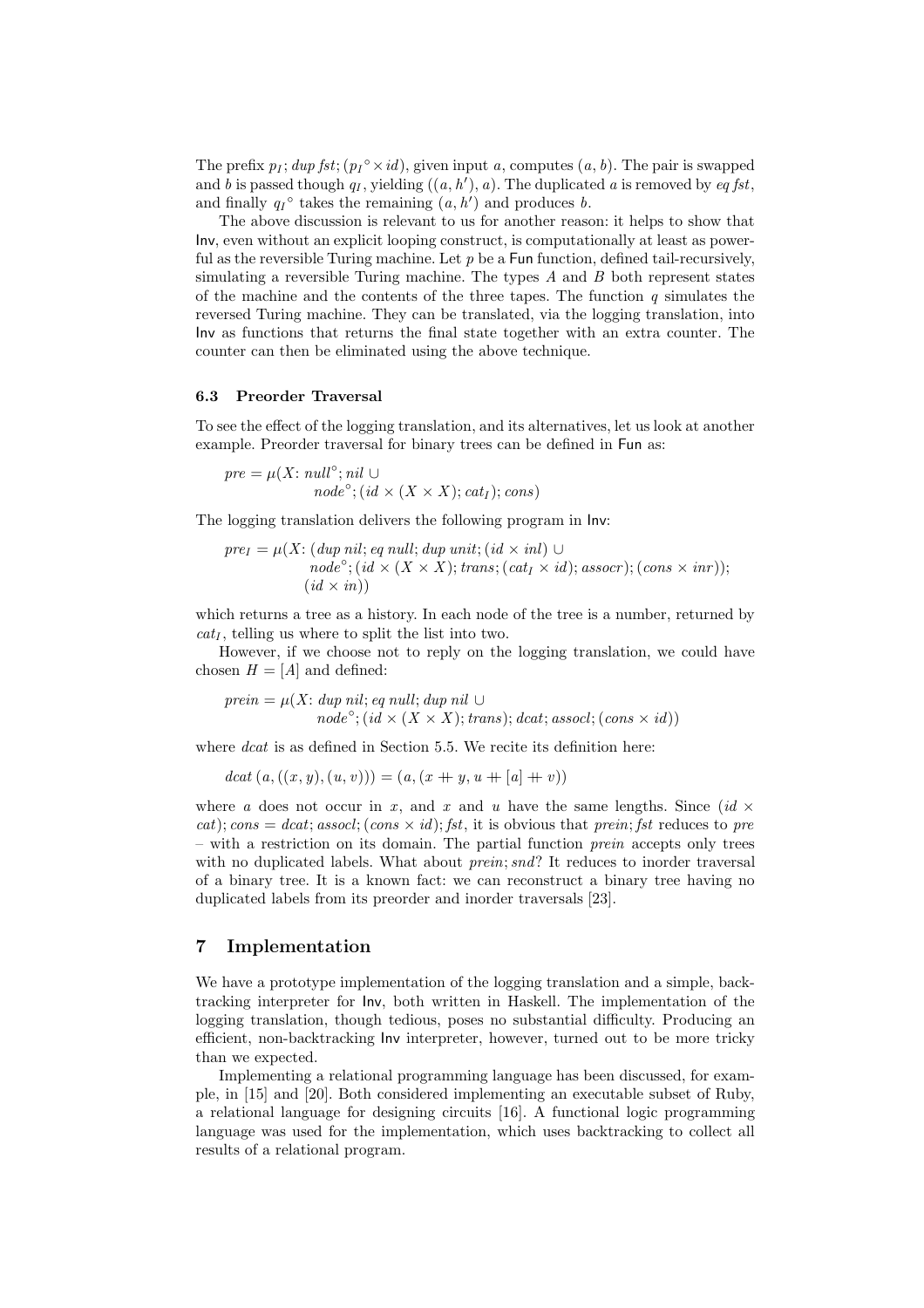The prefix $p_I; dup\ fst; (p_I{}^\circ \times id)$, given input $a$, computes $(a, b)$. The pair is swapped and $b$ is passed though $q_I$, yielding $((a, h'), a)$. The duplicated $a$ is removed by $eq\ fst$, and finally $q_I{}^\circ$ takes the remaining $(a, h')$ and produces $b$.

The above discussion is relevant to us for another reason: it helps to show that Inv, even without an explicit looping construct, is computationally at least as powerful as the reversible Turing machine. Let $p$ be a Fun function, defined tail-recursively, simulating a reversible Turing machine. The types $A$ and $B$ both represent states of the machine and the contents of the three tapes. The function $q$ simulates the reversed Turing machine. They can be translated, via the logging translation, into Inv as functions that returns the final state together with an extra counter. The counter can then be eliminated using the above technique.

### 6.3 Preorder Traversal

To see the effect of the logging translation, and its alternatives, let us look at another example. Preorder traversal for binary trees can be defined in Fun as:

$$
\begin{aligned}
pre = \mu(X\colon\ & null^\circ; nil\ \cup \\
& node^\circ; (id \times (X \times X); cat_I); cons)
\end{aligned}
$$

The logging translation delivers the following program in Inv:

$$
\begin{aligned}
pre_I = \mu(X\colon\ & (dup\ nil; eq\ null; dup\ unit; (id \times inl)\ \cup \\
& node^\circ; (id \times (X \times X); trans; (cat_I \times id); assocr); (cons \times inr)); \\
& (id \times in))
\end{aligned}
$$

which returns a tree as a history. In each node of the tree is a number, returned by $cat_I$, telling us where to split the list into two.

However, if we choose not to reply on the logging translation, we could have chosen $H = [A]$ and defined:

$$
\begin{aligned}
prein = \mu(X\colon\ & dup\ nil; eq\ null; dup\ nil\ \cup \\
& node^\circ; (id \times (X \times X); trans); dcat; assocl; (cons \times id))
\end{aligned}
$$

where $dcat$ is as defined in Section 5.5. We recite its definition here:

$$
dcat\ (a, ((x, y), (u, v))) = (a, (x +\!\!+\ y, u +\!\!+\ [a] +\!\!+\ v))
$$

where $a$ does not occur in $x$, and $x$ and $u$ have the same lengths. Since $(id \times cat); cons = dcat; assocl; (cons \times id); fst$, it is obvious that $prein; fst$ reduces to $pre$ – with a restriction on its domain. The partial function $prein$ accepts only trees with no duplicated labels. What about $prein; snd$? It reduces to inorder traversal of a binary tree. It is a known fact: we can reconstruct a binary tree having no duplicated labels from its preorder and inorder traversals [23].

## 7 Implementation

We have a prototype implementation of the logging translation and a simple, backtracking interpreter for Inv, both written in Haskell. The implementation of the logging translation, though tedious, poses no substantial difficulty. Producing an efficient, non-backtracking Inv interpreter, however, turned out to be more tricky than we expected.

Implementing a relational programming language has been discussed, for example, in [15] and [20]. Both considered implementing an executable subset of Ruby, a relational language for designing circuits [16]. A functional logic programming language was used for the implementation, which uses backtracking to collect all results of a relational program.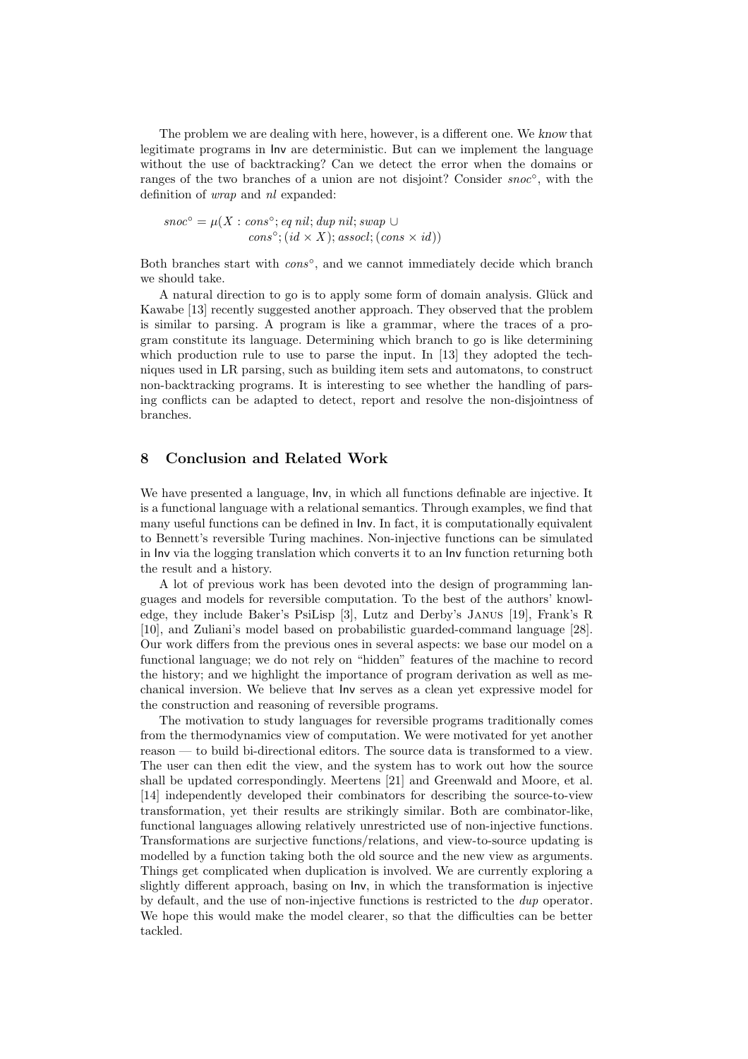The problem we are dealing with here, however, is a different one. We *know* that legitimate programs in Inv are deterministic. But can we implement the language without the use of backtracking? Can we detect the error when the domains or ranges of the two branches of a union are not disjoint? Consider $snoc^{\circ}$, with the definition of *wrap* and *nl* expanded:

$$snoc^{\circ} = \mu(X : cons^{\circ}; eq\ nil; dup\ nil; swap\ \cup$$
$$cons^{\circ}; (id \times X); assocl; (cons \times id))$$

Both branches start with $cons^{\circ}$, and we cannot immediately decide which branch we should take.

A natural direction to go is to apply some form of domain analysis. Glück and Kawabe [13] recently suggested another approach. They observed that the problem is similar to parsing. A program is like a grammar, where the traces of a program constitute its language. Determining which branch to go is like determining which production rule to use to parse the input. In [13] they adopted the techniques used in LR parsing, such as building item sets and automatons, to construct non-backtracking programs. It is interesting to see whether the handling of parsing conflicts can be adapted to detect, report and resolve the non-disjointness of branches.

## 8 Conclusion and Related Work

We have presented a language, Inv, in which all functions definable are injective. It is a functional language with a relational semantics. Through examples, we find that many useful functions can be defined in Inv. In fact, it is computationally equivalent to Bennett's reversible Turing machines. Non-injective functions can be simulated in Inv via the logging translation which converts it to an Inv function returning both the result and a history.

A lot of previous work has been devoted into the design of programming languages and models for reversible computation. To the best of the authors' knowledge, they include Baker's PsiLisp [3], Lutz and Derby's Janus [19], Frank's R [10], and Zuliani's model based on probabilistic guarded-command language [28]. Our work differs from the previous ones in several aspects: we base our model on a functional language; we do not rely on "hidden" features of the machine to record the history; and we highlight the importance of program derivation as well as mechanical inversion. We believe that Inv serves as a clean yet expressive model for the construction and reasoning of reversible programs.

The motivation to study languages for reversible programs traditionally comes from the thermodynamics view of computation. We were motivated for yet another reason — to build bi-directional editors. The source data is transformed to a view. The user can then edit the view, and the system has to work out how the source shall be updated correspondingly. Meertens [21] and Greenwald and Moore, et al. [14] independently developed their combinators for describing the source-to-view transformation, yet their results are strikingly similar. Both are combinator-like, functional languages allowing relatively unrestricted use of non-injective functions. Transformations are surjective functions/relations, and view-to-source updating is modelled by a function taking both the old source and the new view as arguments. Things get complicated when duplication is involved. We are currently exploring a slightly different approach, basing on Inv, in which the transformation is injective by default, and the use of non-injective functions is restricted to the *dup* operator. We hope this would make the model clearer, so that the difficulties can be better tackled.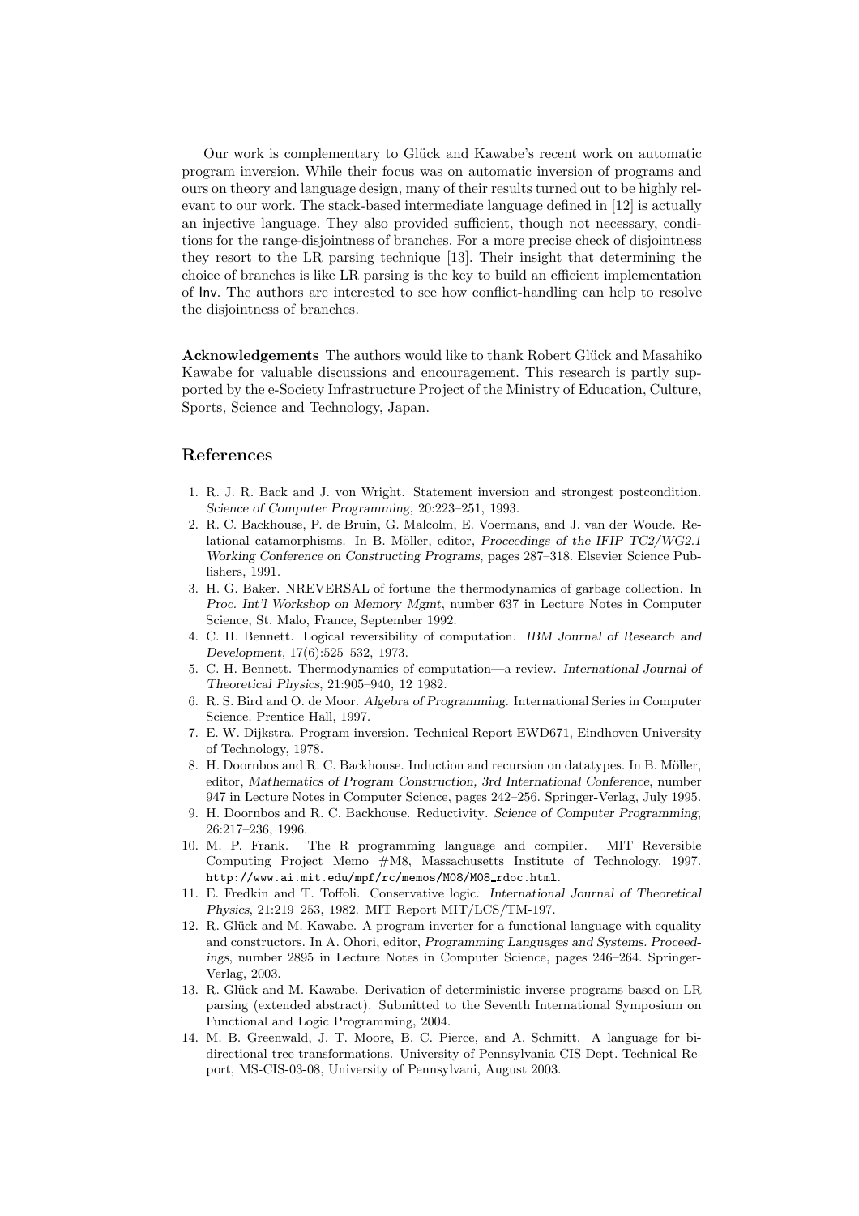Our work is complementary to Glück and Kawabe's recent work on automatic program inversion. While their focus was on automatic inversion of programs and ours on theory and language design, many of their results turned out to be highly relevant to our work. The stack-based intermediate language defined in [12] is actually an injective language. They also provided sufficient, though not necessary, conditions for the range-disjointness of branches. For a more precise check of disjointness they resort to the LR parsing technique [13]. Their insight that determining the choice of branches is like LR parsing is the key to build an efficient implementation of Inv. The authors are interested to see how conflict-handling can help to resolve the disjointness of branches.

**Acknowledgements** The authors would like to thank Robert Glück and Masahiko Kawabe for valuable discussions and encouragement. This research is partly supported by the e-Society Infrastructure Project of the Ministry of Education, Culture, Sports, Science and Technology, Japan.

## References

1. R. J. R. Back and J. von Wright. Statement inversion and strongest postcondition. *Science of Computer Programming*, 20:223–251, 1993.
2. R. C. Backhouse, P. de Bruin, G. Malcolm, E. Voermans, and J. van der Woude. Relational catamorphisms. In B. Möller, editor, *Proceedings of the IFIP TC2/WG2.1 Working Conference on Constructing Programs*, pages 287–318. Elsevier Science Publishers, 1991.
3. H. G. Baker. NREVERSAL of fortune–the thermodynamics of garbage collection. In *Proc. Int'l Workshop on Memory Mgmt*, number 637 in Lecture Notes in Computer Science, St. Malo, France, September 1992.
4. C. H. Bennett. Logical reversibility of computation. *IBM Journal of Research and Development*, 17(6):525–532, 1973.
5. C. H. Bennett. Thermodynamics of computation—a review. *International Journal of Theoretical Physics*, 21:905–940, 12 1982.
6. R. S. Bird and O. de Moor. *Algebra of Programming*. International Series in Computer Science. Prentice Hall, 1997.
7. E. W. Dijkstra. Program inversion. Technical Report EWD671, Eindhoven University of Technology, 1978.
8. H. Doornbos and R. C. Backhouse. Induction and recursion on datatypes. In B. Möller, editor, *Mathematics of Program Construction, 3rd International Conference*, number 947 in Lecture Notes in Computer Science, pages 242–256. Springer-Verlag, July 1995.
9. H. Doornbos and R. C. Backhouse. Reductivity. *Science of Computer Programming*, 26:217–236, 1996.
10. M. P. Frank. The R programming language and compiler. MIT Reversible Computing Project Memo #M8, Massachusetts Institute of Technology, 1997. http://www.ai.mit.edu/mpf/rc/memos/M08/M08_rdoc.html.
11. E. Fredkin and T. Toffoli. Conservative logic. *International Journal of Theoretical Physics*, 21:219–253, 1982. MIT Report MIT/LCS/TM-197.
12. R. Glück and M. Kawabe. A program inverter for a functional language with equality and constructors. In A. Ohori, editor, *Programming Languages and Systems. Proceedings*, number 2895 in Lecture Notes in Computer Science, pages 246–264. Springer-Verlag, 2003.
13. R. Glück and M. Kawabe. Derivation of deterministic inverse programs based on LR parsing (extended abstract). Submitted to the Seventh International Symposium on Functional and Logic Programming, 2004.
14. M. B. Greenwald, J. T. Moore, B. C. Pierce, and A. Schmitt. A language for bi-directional tree transformations. University of Pennsylvania CIS Dept. Technical Report, MS-CIS-03-08, University of Pennsylvani, August 2003.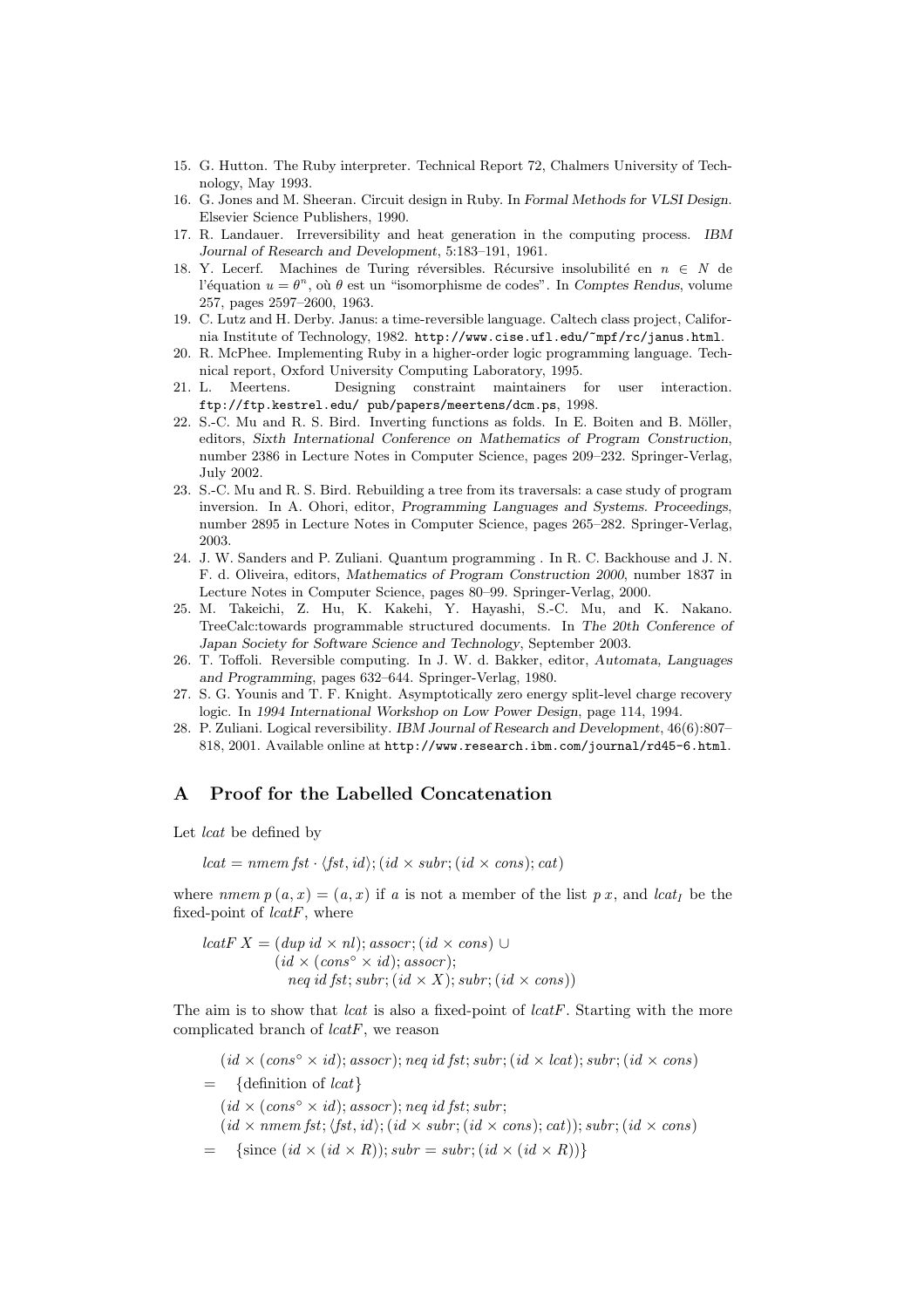15. G. Hutton. The Ruby interpreter. Technical Report 72, Chalmers University of Technology, May 1993.
16. G. Jones and M. Sheeran. Circuit design in Ruby. In *Formal Methods for VLSI Design*. Elsevier Science Publishers, 1990.
17. R. Landauer. Irreversibility and heat generation in the computing process. *IBM Journal of Research and Development*, 5:183–191, 1961.
18. Y. Lecerf. Machines de Turing réversibles. Récursive insolubilité en $n \in N$ de l'équation $u = \theta^n$, où $\theta$ est un "isomorphisme de codes". In *Comptes Rendus*, volume 257, pages 2597–2600, 1963.
19. C. Lutz and H. Derby. Janus: a time-reversible language. Caltech class project, California Institute of Technology, 1982. `http://www.cise.ufl.edu/~mpf/rc/janus.html`.
20. R. McPhee. Implementing Ruby in a higher-order logic programming language. Technical report, Oxford University Computing Laboratory, 1995.
21. L. Meertens. Designing constraint maintainers for user interaction. `ftp://ftp.kestrel.edu/ pub/papers/meertens/dcm.ps`, 1998.
22. S.-C. Mu and R. S. Bird. Inverting functions as folds. In E. Boiten and B. Möller, editors, *Sixth International Conference on Mathematics of Program Construction*, number 2386 in Lecture Notes in Computer Science, pages 209–232. Springer-Verlag, July 2002.
23. S.-C. Mu and R. S. Bird. Rebuilding a tree from its traversals: a case study of program inversion. In A. Ohori, editor, *Programming Languages and Systems. Proceedings*, number 2895 in Lecture Notes in Computer Science, pages 265–282. Springer-Verlag, 2003.
24. J. W. Sanders and P. Zuliani. Quantum programming . In R. C. Backhouse and J. N. F. d. Oliveira, editors, *Mathematics of Program Construction 2000*, number 1837 in Lecture Notes in Computer Science, pages 80–99. Springer-Verlag, 2000.
25. M. Takeichi, Z. Hu, K. Kakehi, Y. Hayashi, S.-C. Mu, and K. Nakano. TreeCalc:towards programmable structured documents. In *The 20th Conference of Japan Society for Software Science and Technology*, September 2003.
26. T. Toffoli. Reversible computing. In J. W. d. Bakker, editor, *Automata, Languages and Programming*, pages 632–644. Springer-Verlag, 1980.
27. S. G. Younis and T. F. Knight. Asymptotically zero energy split-level charge recovery logic. In *1994 International Workshop on Low Power Design*, page 114, 1994.
28. P. Zuliani. Logical reversibility. *IBM Journal of Research and Development*, 46(6):807–818, 2001. Available online at `http://www.research.ibm.com/journal/rd45-6.html`.

## A Proof for the Labelled Concatenation

Let *lcat* be defined by

$$lcat = nmem\,fst \cdot \langle fst, id\rangle; (id \times subr; (id \times cons); cat)$$

where $nmem\,p\,(a, x) = (a, x)$ if $a$ is not a member of the list $p\,x$, and $lcat_I$ be the fixed-point of $lcatF$, where

$$\begin{aligned} lcatF\;X = {} & (dup\;id \times nl); assocr; (id \times cons) \cup \\ & (id \times (cons^\circ \times id); assocr); \\ & \quad neq\;id\;fst; subr; (id \times X); subr; (id \times cons)) \end{aligned}$$

The aim is to show that *lcat* is also a fixed-point of *lcatF*. Starting with the more complicated branch of *lcatF*, we reason

$$\begin{aligned} & (id \times (cons^\circ \times id); assocr); neq\;id\;fst; subr; (id \times lcat); subr; (id \times cons) \\ = {} & \quad \{\text{definition of } lcat\} \\ & (id \times (cons^\circ \times id); assocr); neq\;id\;fst; subr; \\ & (id \times nmem\,fst; \langle fst, id\rangle; (id \times subr; (id \times cons); cat)); subr; (id \times cons) \\ = {} & \quad \{\text{since } (id \times (id \times R)); subr = subr; (id \times (id \times R))\} \end{aligned}$$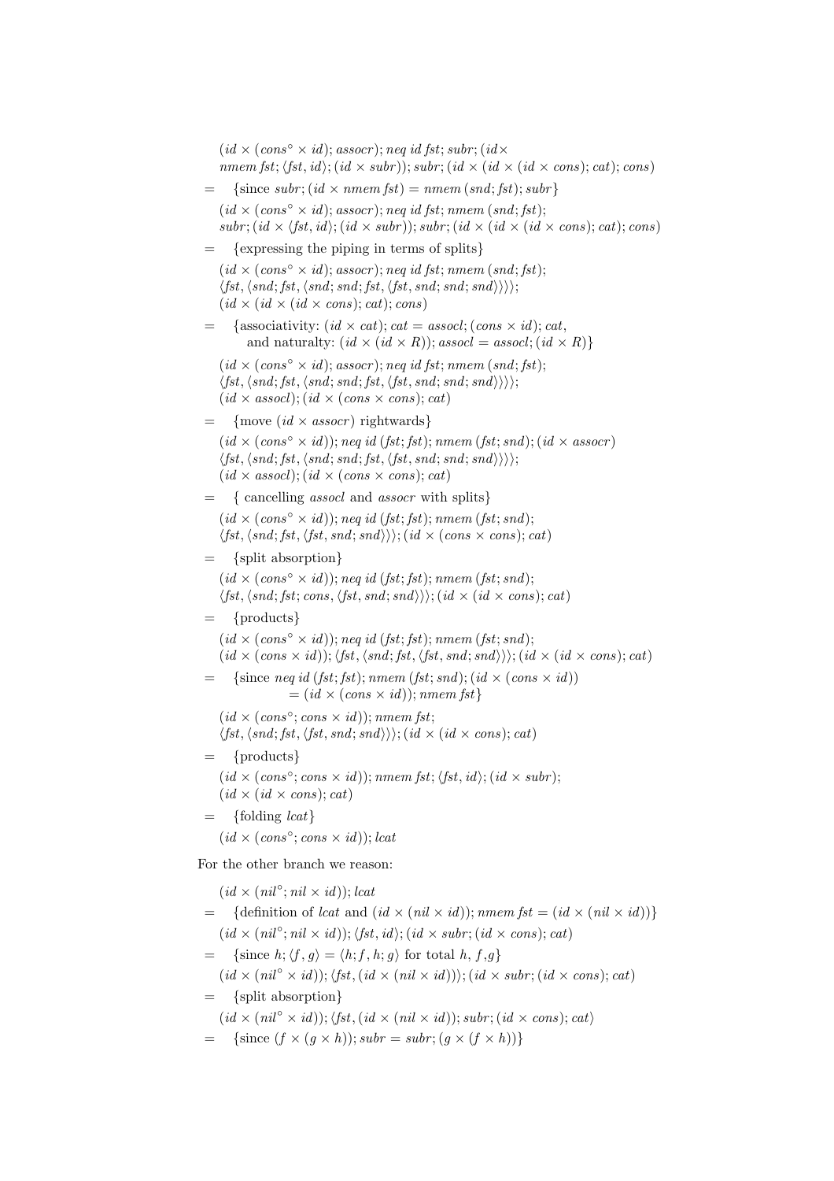$(id \times (cons^{\circ} \times id); assocr); neq\ id\ fst; subr; (id \times$
$nmem\ fst; \langle fst, id\rangle; (id \times subr)); subr; (id \times (id \times (id \times cons); cat); cons)$

$=$ {since $subr; (id \times nmem\ fst) = nmem\ (snd; fst); subr$}

$(id \times (cons^{\circ} \times id); assocr); neq\ id\ fst; nmem\ (snd; fst);$
$subr; (id \times \langle fst, id\rangle; (id \times subr)); subr; (id \times (id \times (id \times cons); cat); cons)$

$=$ {expressing the piping in terms of splits}

$(id \times (cons^{\circ} \times id); assocr); neq\ id\ fst; nmem\ (snd; fst);$
$\langle fst, \langle snd; fst, \langle snd; snd; fst, \langle fst, snd; snd; snd\rangle\rangle\rangle\rangle;$
$(id \times (id \times (id \times cons); cat); cons)$

$=$ {associativity: $(id \times cat); cat = assocl; (cons \times id); cat$, and naturalty: $(id \times (id \times R)); assocl = assocl; (id \times R)$}

$(id \times (cons^{\circ} \times id); assocr); neq\ id\ fst; nmem\ (snd; fst);$
$\langle fst, \langle snd; fst, \langle snd; snd; fst, \langle fst, snd; snd; snd\rangle\rangle\rangle\rangle;$
$(id \times assocl); (id \times (cons \times cons); cat)$

$=$ {move $(id \times assocr)$ rightwards}

$(id \times (cons^{\circ} \times id)); neq\ id\ (fst; fst); nmem\ (fst; snd); (id \times assocr)$
$\langle fst, \langle snd; fst, \langle snd; snd; fst, \langle fst, snd; snd; snd\rangle\rangle\rangle\rangle;$
$(id \times assocl); (id \times (cons \times cons); cat)$

$=$ { cancelling $assocl$ and $assocr$ with splits}

$(id \times (cons^{\circ} \times id)); neq\ id\ (fst; fst); nmem\ (fst; snd);$
$\langle fst, \langle snd; fst, \langle fst, snd; snd\rangle\rangle\rangle; (id \times (cons \times cons); cat)$

$=$ {split absorption}

$(id \times (cons^{\circ} \times id)); neq\ id\ (fst; fst); nmem\ (fst; snd);$
$\langle fst, \langle snd; fst; cons, \langle fst, snd; snd\rangle\rangle\rangle; (id \times (id \times cons); cat)$

$=$ {products}

$(id \times (cons^{\circ} \times id)); neq\ id\ (fst; fst); nmem\ (fst; snd);$
$(id \times (cons \times id)); \langle fst, \langle snd; fst, \langle fst, snd; snd\rangle\rangle\rangle; (id \times (id \times cons); cat)$

$=$ {since $neq\ id\ (fst; fst); nmem\ (fst; snd); (id \times (cons \times id)) = (id \times (cons \times id)); nmem\ fst$}

$(id \times (cons^{\circ}; cons \times id)); nmem\ fst;$
$\langle fst, \langle snd; fst, \langle fst, snd; snd\rangle\rangle\rangle; (id \times (id \times cons); cat)$

$=$ {products}

$(id \times (cons^{\circ}; cons \times id)); nmem\ fst; \langle fst, id\rangle; (id \times subr);$
$(id \times (id \times cons); cat)$

$=$ {folding $lcat$}

$(id \times (cons^{\circ}; cons \times id)); lcat$

For the other branch we reason:

$(id \times (nil^{\circ}; nil \times id)); lcat$

$=$ {definition of $lcat$ and $(id \times (nil \times id)); nmem\ fst = (id \times (nil \times id))$}

$(id \times (nil^{\circ}; nil \times id)); \langle fst, id\rangle; (id \times subr; (id \times cons); cat)$

$=$ {since $h; \langle f, g\rangle = \langle h; f, h; g\rangle$ for total $h$, $f$,$g$}

$(id \times (nil^{\circ} \times id)); \langle fst, (id \times (nil \times id))\rangle; (id \times subr; (id \times cons); cat)$

$=$ {split absorption}

$(id \times (nil^{\circ} \times id)); \langle fst, (id \times (nil \times id)); subr; (id \times cons); cat\rangle$

$=$ {since $(f \times (g \times h)); subr = subr; (g \times (f \times h))$}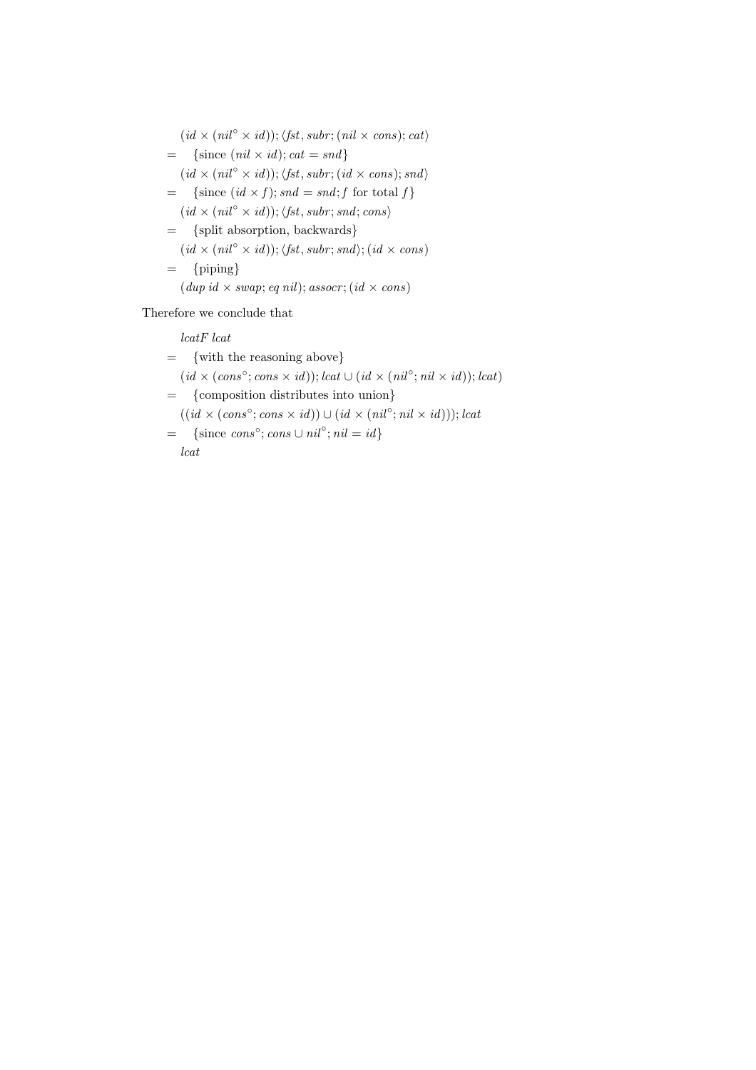$$
\begin{array}{ll}
& (id \times (nil^{\circ} \times id)); \langle fst, subr; (nil \times cons); cat\rangle \\
= & \quad \{\text{since } (nil \times id); cat = snd\} \\
& (id \times (nil^{\circ} \times id)); \langle fst, subr; (id \times cons); snd\rangle \\
= & \quad \{\text{since } (id \times f); snd = snd; f \text{ for total } f\} \\
& (id \times (nil^{\circ} \times id)); \langle fst, subr; snd; cons\rangle \\
= & \quad \{\text{split absorption, backwards}\} \\
& (id \times (nil^{\circ} \times id)); \langle fst, subr; snd\rangle; (id \times cons) \\
= & \quad \{\text{piping}\} \\
& (dup\ id \times swap; eq\ nil); assocr; (id \times cons)
\end{array}
$$

Therefore we conclude that

$$
\begin{array}{ll}
& lcatF\ lcat \\
= & \quad \{\text{with the reasoning above}\} \\
& (id \times (cons^{\circ}; cons \times id)); lcat \cup (id \times (nil^{\circ}; nil \times id)); lcat) \\
= & \quad \{\text{composition distributes into union}\} \\
& ((id \times (cons^{\circ}; cons \times id)) \cup (id \times (nil^{\circ}; nil \times id))); lcat \\
= & \quad \{\text{since } cons^{\circ}; cons \cup nil^{\circ}; nil = id\} \\
& lcat
\end{array}
$$